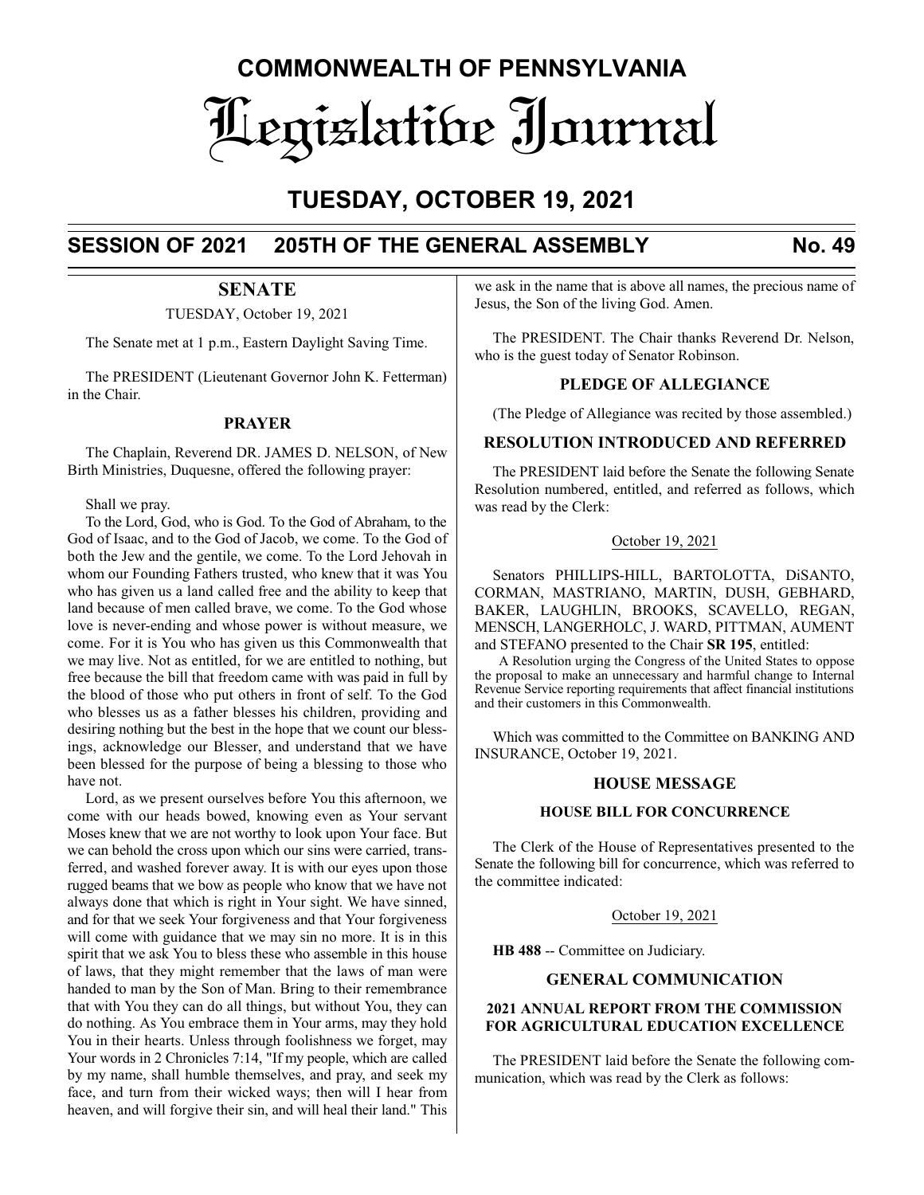# COMMONWEALTH OF PENNSYLVANIA

# Legislative Journal

## TUESDAY, OCTOBER 19, 2021

## SESSION OF 2021 205TH OF THE GENERAL ASSEMBLY No. 49

## SENATE

TUESDAY, October 19, 2021

The Senate met at 1 p.m., Eastern Daylight Saving Time.

The PRESIDENT (Lieutenant Governor John K. Fetterman) in the Chair.

### PRAYER

The Chaplain, Reverend DR. JAMES D. NELSON, of New Birth Ministries, Duquesne, offered the following prayer:

Shall we pray.

To the Lord, God, who is God. To the God of Abraham, to the God of Isaac, and to the God of Jacob, we come. To the God of both the Jew and the gentile, we come. To the Lord Jehovah in whom our Founding Fathers trusted, who knew that it was You who has given us a land called free and the ability to keep that land because of men called brave, we come. To the God whose love is never-ending and whose power is without measure, we come. For it is You who has given us this Commonwealth that we may live. Not as entitled, for we are entitled to nothing, but free because the bill that freedom came with was paid in full by the blood of those who put others in front of self. To the God who blesses us as a father blesses his children, providing and desiring nothing but the best in the hope that we count our blessings, acknowledge our Blesser, and understand that we have been blessed for the purpose of being a blessing to those who have not.

Lord, as we present ourselves before You this afternoon, we come with our heads bowed, knowing even as Your servant Moses knew that we are not worthy to look upon Your face. But we can behold the cross upon which our sins were carried, transferred, and washed forever away. It is with our eyes upon those rugged beams that we bow as people who know that we have not always done that which is right in Your sight. We have sinned, and for that we seek Your forgiveness and that Your forgiveness will come with guidance that we may sin no more. It is in this spirit that we ask You to bless these who assemble in this house of laws, that they might remember that the laws of man were handed to man by the Son of Man. Bring to their remembrance that with You they can do all things, but without You, they can do nothing. As You embrace them in Your arms, may they hold You in their hearts. Unless through foolishness we forget, may Your words in 2 Chronicles 7:14, "If my people, which are called by my name, shall humble themselves, and pray, and seek my face, and turn from their wicked ways; then will I hear from heaven, and will forgive their sin, and will heal their land." This we ask in the name that is above all names, the precious name of Jesus, the Son of the living God. Amen.

The PRESIDENT. The Chair thanks Reverend Dr. Nelson, who is the guest today of Senator Robinson.

### PLEDGE OF ALLEGIANCE

(The Pledge of Allegiance was recited by those assembled.)

### RESOLUTION INTRODUCED AND REFERRED

The PRESIDENT laid before the Senate the following Senate Resolution numbered, entitled, and referred as follows, which was read by the Clerk:

October 19, 2021

Senators PHILLIPS-HILL, BARTOLOTTA, DiSANTO, CORMAN, MASTRIANO, MARTIN, DUSH, GEBHARD, BAKER, LAUGHLIN, BROOKS, SCAVELLO, REGAN, MENSCH, LANGERHOLC, J. WARD, PITTMAN, AUMENT and STEFANO presented to the Chair **SR 195**, entitled:

A Resolution urging the Congress of the United States to oppose the proposal to make an unnecessary and harmful change to Internal Revenue Service reporting requirements that affect financial institutions and their customers in this Commonwealth.

Which was committed to the Committee on BANKING AND INSURANCE, October 19, 2021.

### HOUSE MESSAGE

#### HOUSE BILL FOR CONCURRENCE

The Clerk of the House of Representatives presented to the Senate the following bill for concurrence, which was referred to the committee indicated:

October 19, 2021

**HB 488** -- Committee on Judiciary.

### GENERAL COMMUNICATION

#### 2021 ANNUAL REPORT FROM THE COMMISSION FOR AGRICULTURAL EDUCATION EXCELLENCE

The PRESIDENT laid before the Senate the following communication, which was read by the Clerk as follows: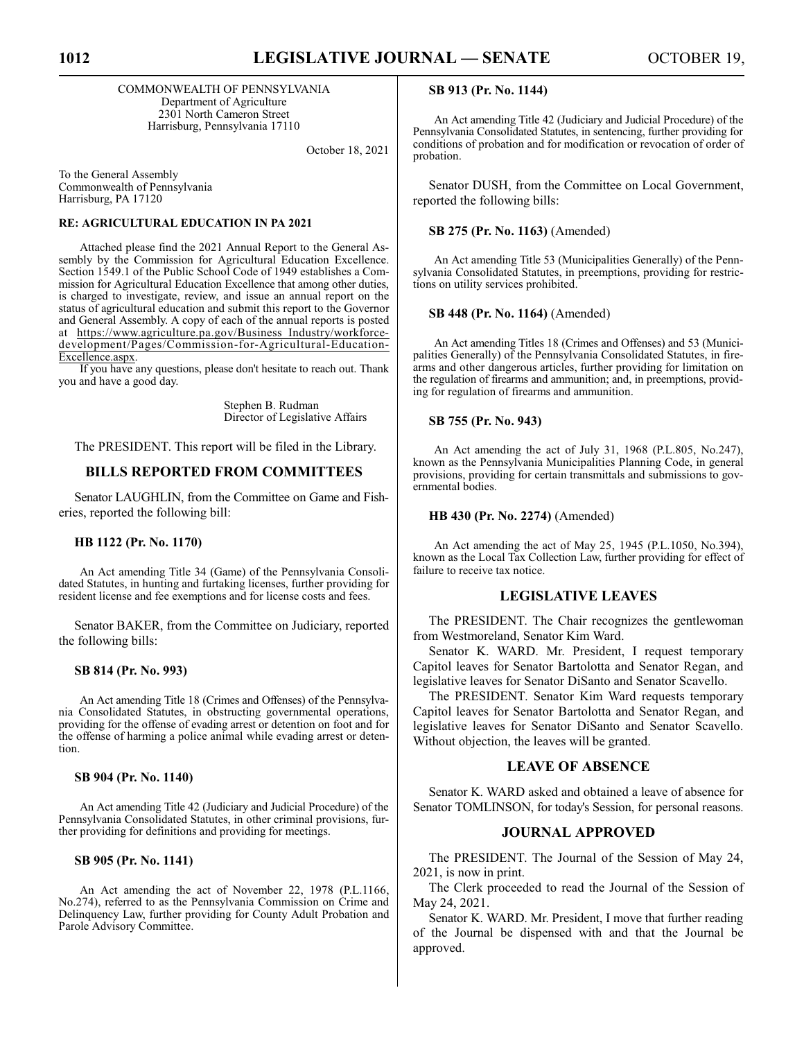COMMONWEALTH OF PENNSYLVANIA
Department of Agriculture
2301 North Cameron Street
Harrisburg, Pennsylvania 17110

October 18, 2021

To the General Assembly
Commonwealth of Pennsylvania
Harrisburg, PA 17120

**RE: AGRICULTURAL EDUCATION IN PA 2021**

Attached please find the 2021 Annual Report to the General Assembly by the Commission for Agricultural Education Excellence. Section 1549.1 of the Public School Code of 1949 establishes a Commission for Agricultural Education Excellence that among other duties, is charged to investigate, review, and issue an annual report on the status of agricultural education and submit this report to the Governor and General Assembly. A copy of each of the annual reports is posted at https://www.agriculture.pa.gov/Business_Industry/workforce-development/Pages/Commission-for-Agricultural-Education-Excellence.aspx.

If you have any questions, please don't hesitate to reach out. Thank you and have a good day.

Stephen B. Rudman
Director of Legislative Affairs

The PRESIDENT. This report will be filed in the Library.

## BILLS REPORTED FROM COMMITTEES

Senator LAUGHLIN, from the Committee on Game and Fisheries, reported the following bill:

**HB 1122 (Pr. No. 1170)**

An Act amending Title 34 (Game) of the Pennsylvania Consolidated Statutes, in hunting and furtaking licenses, further providing for resident license and fee exemptions and for license costs and fees.

Senator BAKER, from the Committee on Judiciary, reported the following bills:

**SB 814 (Pr. No. 993)**

An Act amending Title 18 (Crimes and Offenses) of the Pennsylvania Consolidated Statutes, in obstructing governmental operations, providing for the offense of evading arrest or detention on foot and for the offense of harming a police animal while evading arrest or detention.

**SB 904 (Pr. No. 1140)**

An Act amending Title 42 (Judiciary and Judicial Procedure) of the Pennsylvania Consolidated Statutes, in other criminal provisions, further providing for definitions and providing for meetings.

**SB 905 (Pr. No. 1141)**

An Act amending the act of November 22, 1978 (P.L.1166, No.274), referred to as the Pennsylvania Commission on Crime and Delinquency Law, further providing for County Adult Probation and Parole Advisory Committee.

**SB 913 (Pr. No. 1144)**

An Act amending Title 42 (Judiciary and Judicial Procedure) of the Pennsylvania Consolidated Statutes, in sentencing, further providing for conditions of probation and for modification or revocation of order of probation.

Senator DUSH, from the Committee on Local Government, reported the following bills:

**SB 275 (Pr. No. 1163)** (Amended)

An Act amending Title 53 (Municipalities Generally) of the Pennsylvania Consolidated Statutes, in preemptions, providing for restrictions on utility services prohibited.

**SB 448 (Pr. No. 1164)** (Amended)

An Act amending Titles 18 (Crimes and Offenses) and 53 (Municipalities Generally) of the Pennsylvania Consolidated Statutes, in firearms and other dangerous articles, further providing for limitation on the regulation of firearms and ammunition; and, in preemptions, providing for regulation of firearms and ammunition.

**SB 755 (Pr. No. 943)**

An Act amending the act of July 31, 1968 (P.L.805, No.247), known as the Pennsylvania Municipalities Planning Code, in general provisions, providing for certain transmittals and submissions to governmental bodies.

**HB 430 (Pr. No. 2274)** (Amended)

An Act amending the act of May 25, 1945 (P.L.1050, No.394), known as the Local Tax Collection Law, further providing for effect of failure to receive tax notice.

## LEGISLATIVE LEAVES

The PRESIDENT. The Chair recognizes the gentlewoman from Westmoreland, Senator Kim Ward.

Senator K. WARD. Mr. President, I request temporary Capitol leaves for Senator Bartolotta and Senator Regan, and legislative leaves for Senator DiSanto and Senator Scavello.

The PRESIDENT. Senator Kim Ward requests temporary Capitol leaves for Senator Bartolotta and Senator Regan, and legislative leaves for Senator DiSanto and Senator Scavello. Without objection, the leaves will be granted.

## LEAVE OF ABSENCE

Senator K. WARD asked and obtained a leave of absence for Senator TOMLINSON, for today's Session, for personal reasons.

## JOURNAL APPROVED

The PRESIDENT. The Journal of the Session of May 24, 2021, is now in print.

The Clerk proceeded to read the Journal of the Session of May 24, 2021.

Senator K. WARD. Mr. President, I move that further reading of the Journal be dispensed with and that the Journal be approved.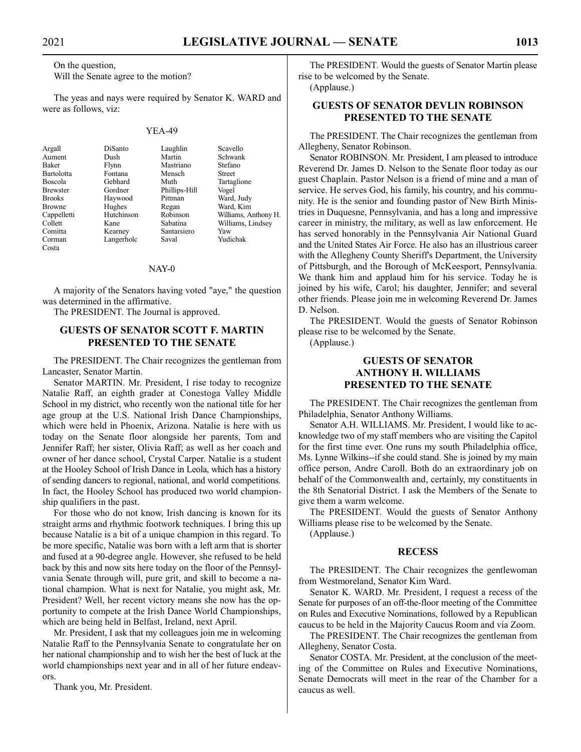On the question,

Will the Senate agree to the motion?

The yeas and nays were required by Senator K. WARD and were as follows, viz:

YEA-49

| | | | |
|---|---|---|---|
| Argall | DiSanto | Laughlin | Scavello |
| Aument | Dush | Martin | Schwank |
| Baker | Flynn | Mastriano | Stefano |
| Bartolotta | Fontana | Mensch | Street |
| Boscola | Gebhard | Muth | Tartaglione |
| Brewster | Gordner | Phillips-Hill | Vogel |
| Brooks | Haywood | Pittman | Ward, Judy |
| Browne | Hughes | Regan | Ward, Kim |
| Cappelletti | Hutchinson | Robinson | Williams, Anthony H. |
| Collett | Kane | Sabatina | Williams, Lindsey |
| Comitta | Kearney | Santarsiero | Yaw |
| Corman | Langerholc | Saval | Yudichak |
| Costa | | | |

NAY-0

A majority of the Senators having voted "aye," the question was determined in the affirmative.

The PRESIDENT. The Journal is approved.

## GUESTS OF SENATOR SCOTT F. MARTIN PRESENTED TO THE SENATE

The PRESIDENT. The Chair recognizes the gentleman from Lancaster, Senator Martin.

Senator MARTIN. Mr. President, I rise today to recognize Natalie Raff, an eighth grader at Conestoga Valley Middle School in my district, who recently won the national title for her age group at the U.S. National Irish Dance Championships, which were held in Phoenix, Arizona. Natalie is here with us today on the Senate floor alongside her parents, Tom and Jennifer Raff; her sister, Olivia Raff; as well as her coach and owner of her dance school, Crystal Carper. Natalie is a student at the Hooley School of Irish Dance in Leola, which has a history of sending dancers to regional, national, and world competitions. In fact, the Hooley School has produced two world championship qualifiers in the past.

For those who do not know, Irish dancing is known for its straight arms and rhythmic footwork techniques. I bring this up because Natalie is a bit of a unique champion in this regard. To be more specific, Natalie was born with a left arm that is shorter and fused at a 90-degree angle. However, she refused to be held back by this and now sits here today on the floor of the Pennsylvania Senate through will, pure grit, and skill to become a national champion. What is next for Natalie, you might ask, Mr. President? Well, her recent victory means she now has the opportunity to compete at the Irish Dance World Championships, which are being held in Belfast, Ireland, next April.

Mr. President, I ask that my colleagues join me in welcoming Natalie Raff to the Pennsylvania Senate to congratulate her on her national championship and to wish her the best of luck at the world championships next year and in all of her future endeavors.

Thank you, Mr. President.

The PRESIDENT. Would the guests of Senator Martin please rise to be welcomed by the Senate.

(Applause.)

## GUESTS OF SENATOR DEVLIN ROBINSON PRESENTED TO THE SENATE

The PRESIDENT. The Chair recognizes the gentleman from Allegheny, Senator Robinson.

Senator ROBINSON. Mr. President, I am pleased to introduce Reverend Dr. James D. Nelson to the Senate floor today as our guest Chaplain. Pastor Nelson is a friend of mine and a man of service. He serves God, his family, his country, and his community. He is the senior and founding pastor of New Birth Ministries in Duquesne, Pennsylvania, and has a long and impressive career in ministry, the military, as well as law enforcement. He has served honorably in the Pennsylvania Air National Guard and the United States Air Force. He also has an illustrious career with the Allegheny County Sheriff's Department, the University of Pittsburgh, and the Borough of McKeesport, Pennsylvania. We thank him and applaud him for his service. Today he is joined by his wife, Carol; his daughter, Jennifer; and several other friends. Please join me in welcoming Reverend Dr. James D. Nelson.

The PRESIDENT. Would the guests of Senator Robinson please rise to be welcomed by the Senate.

(Applause.)

## GUESTS OF SENATOR ANTHONY H. WILLIAMS PRESENTED TO THE SENATE

The PRESIDENT. The Chair recognizes the gentleman from Philadelphia, Senator Anthony Williams.

Senator A.H. WILLIAMS. Mr. President, I would like to acknowledge two of my staff members who are visiting the Capitol for the first time ever. One runs my south Philadelphia office, Ms. Lynne Wilkins--if she could stand. She is joined by my main office person, Andre Caroll. Both do an extraordinary job on behalf of the Commonwealth and, certainly, my constituents in the 8th Senatorial District. I ask the Members of the Senate to give them a warm welcome.

The PRESIDENT. Would the guests of Senator Anthony Williams please rise to be welcomed by the Senate.

(Applause.)

## RECESS

The PRESIDENT. The Chair recognizes the gentlewoman from Westmoreland, Senator Kim Ward.

Senator K. WARD. Mr. President, I request a recess of the Senate for purposes of an off-the-floor meeting of the Committee on Rules and Executive Nominations, followed by a Republican caucus to be held in the Majority Caucus Room and via Zoom.

The PRESIDENT. The Chair recognizes the gentleman from Allegheny, Senator Costa.

Senator COSTA. Mr. President, at the conclusion of the meeting of the Committee on Rules and Executive Nominations, Senate Democrats will meet in the rear of the Chamber for a caucus as well.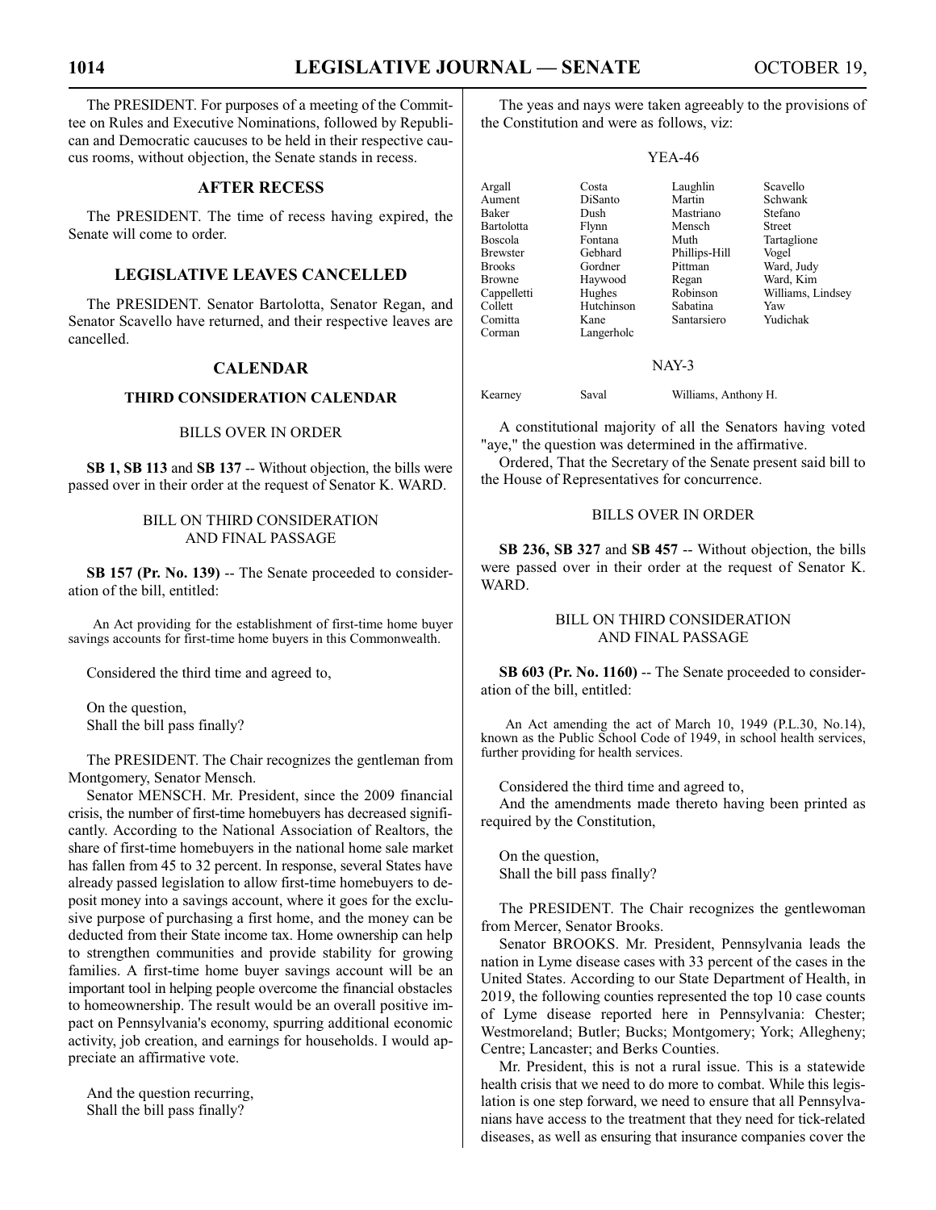The PRESIDENT. For purposes of a meeting of the Committee on Rules and Executive Nominations, followed by Republican and Democratic caucuses to be held in their respective caucus rooms, without objection, the Senate stands in recess.

## AFTER RECESS

The PRESIDENT. The time of recess having expired, the Senate will come to order.

## LEGISLATIVE LEAVES CANCELLED

The PRESIDENT. Senator Bartolotta, Senator Regan, and Senator Scavello have returned, and their respective leaves are cancelled.

## CALENDAR

### THIRD CONSIDERATION CALENDAR

#### BILLS OVER IN ORDER

**SB 1, SB 113** and **SB 137** -- Without objection, the bills were passed over in their order at the request of Senator K. WARD.

#### BILL ON THIRD CONSIDERATION AND FINAL PASSAGE

**SB 157 (Pr. No. 139)** -- The Senate proceeded to consideration of the bill, entitled:

An Act providing for the establishment of first-time home buyer savings accounts for first-time home buyers in this Commonwealth.

Considered the third time and agreed to,

On the question,
Shall the bill pass finally?

The PRESIDENT. The Chair recognizes the gentleman from Montgomery, Senator Mensch.

Senator MENSCH. Mr. President, since the 2009 financial crisis, the number of first-time homebuyers has decreased significantly. According to the National Association of Realtors, the share of first-time homebuyers in the national home sale market has fallen from 45 to 32 percent. In response, several States have already passed legislation to allow first-time homebuyers to deposit money into a savings account, where it goes for the exclusive purpose of purchasing a first home, and the money can be deducted from their State income tax. Home ownership can help to strengthen communities and provide stability for growing families. A first-time home buyer savings account will be an important tool in helping people overcome the financial obstacles to homeownership. The result would be an overall positive impact on Pennsylvania's economy, spurring additional economic activity, job creation, and earnings for households. I would appreciate an affirmative vote.

And the question recurring,
Shall the bill pass finally?

The yeas and nays were taken agreeably to the provisions of the Constitution and were as follows, viz:

YEA-46

| | | | |
|---|---|---|---|
| Argall | Costa | Laughlin | Scavello |
| Aument | DiSanto | Martin | Schwank |
| Baker | Dush | Mastriano | Stefano |
| Bartolotta | Flynn | Mensch | Street |
| Boscola | Fontana | Muth | Tartaglione |
| Brewster | Gebhard | Phillips-Hill | Vogel |
| Brooks | Gordner | Pittman | Ward, Judy |
| Browne | Haywood | Regan | Ward, Kim |
| Cappelletti | Hughes | Robinson | Williams, Lindsey |
| Collett | Hutchinson | Sabatina | Yaw |
| Comitta | Kane | Santarsiero | Yudichak |
| Corman | Langerholc | | |

NAY-3

| | | |
|---|---|---|
| Kearney | Saval | Williams, Anthony H. |

A constitutional majority of all the Senators having voted "aye," the question was determined in the affirmative.

Ordered, That the Secretary of the Senate present said bill to the House of Representatives for concurrence.

#### BILLS OVER IN ORDER

**SB 236, SB 327** and **SB 457** -- Without objection, the bills were passed over in their order at the request of Senator K. WARD.

#### BILL ON THIRD CONSIDERATION AND FINAL PASSAGE

**SB 603 (Pr. No. 1160)** -- The Senate proceeded to consideration of the bill, entitled:

An Act amending the act of March 10, 1949 (P.L.30, No.14), known as the Public School Code of 1949, in school health services, further providing for health services.

Considered the third time and agreed to,

And the amendments made thereto having been printed as required by the Constitution,

On the question,
Shall the bill pass finally?

The PRESIDENT. The Chair recognizes the gentlewoman from Mercer, Senator Brooks.

Senator BROOKS. Mr. President, Pennsylvania leads the nation in Lyme disease cases with 33 percent of the cases in the United States. According to our State Department of Health, in 2019, the following counties represented the top 10 case counts of Lyme disease reported here in Pennsylvania: Chester; Westmoreland; Butler; Bucks; Montgomery; York; Allegheny; Centre; Lancaster; and Berks Counties.

Mr. President, this is not a rural issue. This is a statewide health crisis that we need to do more to combat. While this legislation is one step forward, we need to ensure that all Pennsylvanians have access to the treatment that they need for tick-related diseases, as well as ensuring that insurance companies cover the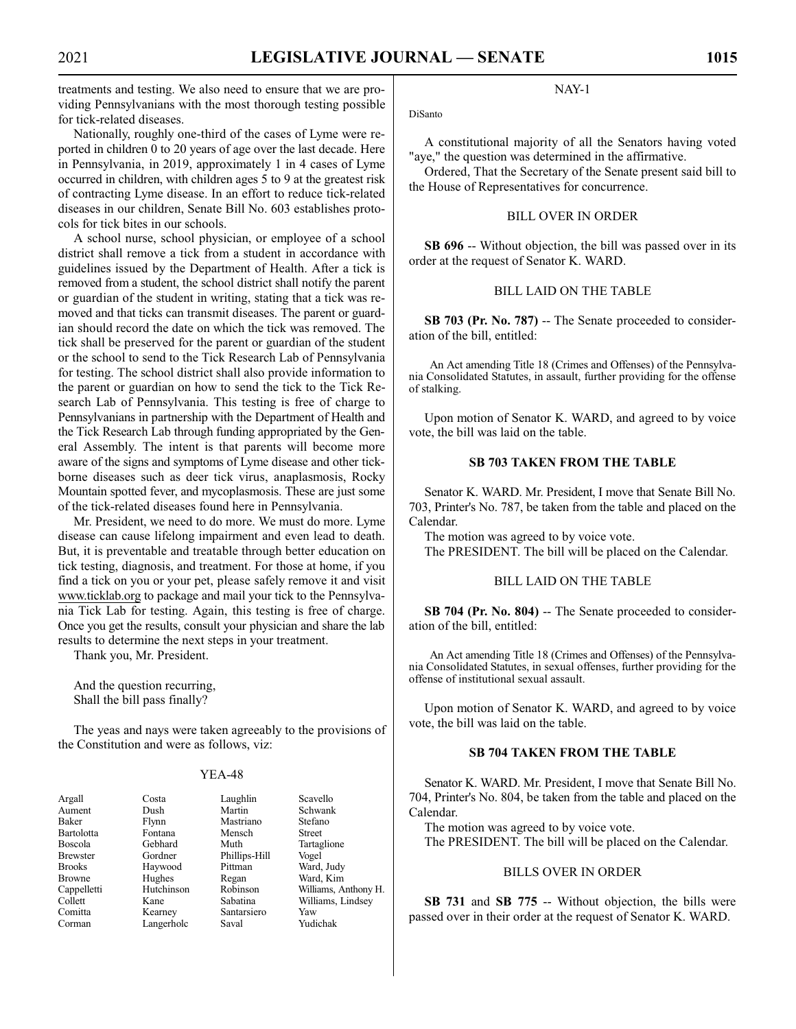treatments and testing. We also need to ensure that we are providing Pennsylvanians with the most thorough testing possible for tick-related diseases.

Nationally, roughly one-third of the cases of Lyme were reported in children 0 to 20 years of age over the last decade. Here in Pennsylvania, in 2019, approximately 1 in 4 cases of Lyme occurred in children, with children ages 5 to 9 at the greatest risk of contracting Lyme disease. In an effort to reduce tick-related diseases in our children, Senate Bill No. 603 establishes protocols for tick bites in our schools.

A school nurse, school physician, or employee of a school district shall remove a tick from a student in accordance with guidelines issued by the Department of Health. After a tick is removed from a student, the school district shall notify the parent or guardian of the student in writing, stating that a tick was removed and that ticks can transmit diseases. The parent or guardian should record the date on which the tick was removed. The tick shall be preserved for the parent or guardian of the student or the school to send to the Tick Research Lab of Pennsylvania for testing. The school district shall also provide information to the parent or guardian on how to send the tick to the Tick Research Lab of Pennsylvania. This testing is free of charge to Pennsylvanians in partnership with the Department of Health and the Tick Research Lab through funding appropriated by the General Assembly. The intent is that parents will become more aware of the signs and symptoms of Lyme disease and other tick-borne diseases such as deer tick virus, anaplasmosis, Rocky Mountain spotted fever, and mycoplasmosis. These are just some of the tick-related diseases found here in Pennsylvania.

Mr. President, we need to do more. We must do more. Lyme disease can cause lifelong impairment and even lead to death. But, it is preventable and treatable through better education on tick testing, diagnosis, and treatment. For those at home, if you find a tick on you or your pet, please safely remove it and visit www.ticklab.org to package and mail your tick to the Pennsylvania Tick Lab for testing. Again, this testing is free of charge. Once you get the results, consult your physician and share the lab results to determine the next steps in your treatment.

Thank you, Mr. President.

And the question recurring,
Shall the bill pass finally?

The yeas and nays were taken agreeably to the provisions of the Constitution and were as follows, viz:

YEA-48

| | | | |
|---|---|---|---|
| Argall | Costa | Laughlin | Scavello |
| Aument | Dush | Martin | Schwank |
| Baker | Flynn | Mastriano | Stefano |
| Bartolotta | Fontana | Mensch | Street |
| Boscola | Gebhard | Muth | Tartaglione |
| Brewster | Gordner | Phillips-Hill | Vogel |
| Brooks | Haywood | Pittman | Ward, Judy |
| Browne | Hughes | Regan | Ward, Kim |
| Cappelletti | Hutchinson | Robinson | Williams, Anthony H. |
| Collett | Kane | Sabatina | Williams, Lindsey |
| Comitta | Kearney | Santarsiero | Yaw |
| Corman | Langerholc | Saval | Yudichak |

NAY-1

DiSanto

A constitutional majority of all the Senators having voted "aye," the question was determined in the affirmative.

Ordered, That the Secretary of the Senate present said bill to the House of Representatives for concurrence.

BILL OVER IN ORDER

**SB 696** -- Without objection, the bill was passed over in its order at the request of Senator K. WARD.

BILL LAID ON THE TABLE

**SB 703 (Pr. No. 787)** -- The Senate proceeded to consideration of the bill, entitled:

An Act amending Title 18 (Crimes and Offenses) of the Pennsylvania Consolidated Statutes, in assault, further providing for the offense of stalking.

Upon motion of Senator K. WARD, and agreed to by voice vote, the bill was laid on the table.

**SB 703 TAKEN FROM THE TABLE**

Senator K. WARD. Mr. President, I move that Senate Bill No. 703, Printer's No. 787, be taken from the table and placed on the Calendar.

The motion was agreed to by voice vote.

The PRESIDENT. The bill will be placed on the Calendar.

BILL LAID ON THE TABLE

**SB 704 (Pr. No. 804)** -- The Senate proceeded to consideration of the bill, entitled:

An Act amending Title 18 (Crimes and Offenses) of the Pennsylvania Consolidated Statutes, in sexual offenses, further providing for the offense of institutional sexual assault.

Upon motion of Senator K. WARD, and agreed to by voice vote, the bill was laid on the table.

**SB 704 TAKEN FROM THE TABLE**

Senator K. WARD. Mr. President, I move that Senate Bill No. 704, Printer's No. 804, be taken from the table and placed on the Calendar.

The motion was agreed to by voice vote.

The PRESIDENT. The bill will be placed on the Calendar.

BILLS OVER IN ORDER

**SB 731** and **SB 775** -- Without objection, the bills were passed over in their order at the request of Senator K. WARD.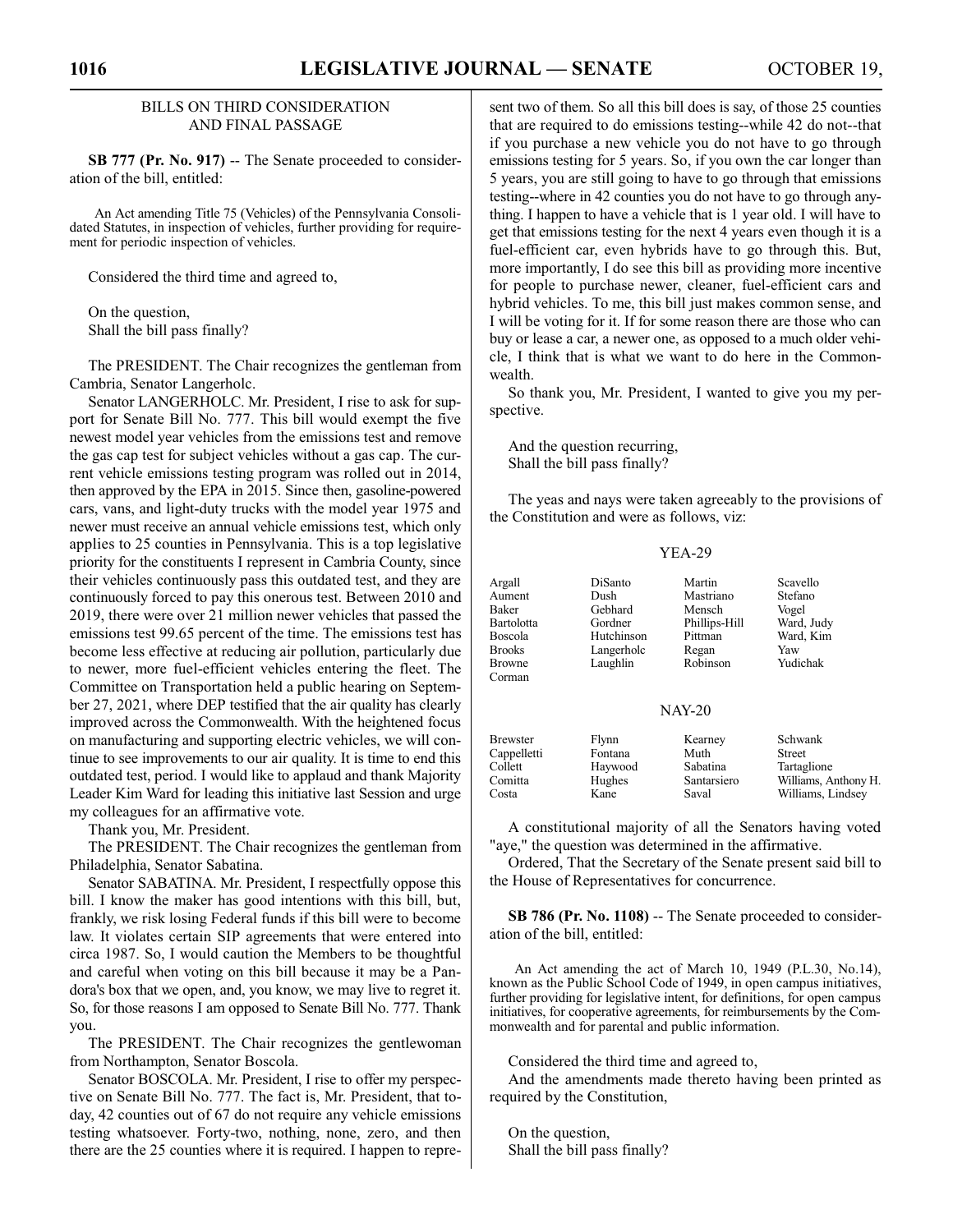## BILLS ON THIRD CONSIDERATION AND FINAL PASSAGE

**SB 777 (Pr. No. 917)** -- The Senate proceeded to consideration of the bill, entitled:

An Act amending Title 75 (Vehicles) of the Pennsylvania Consolidated Statutes, in inspection of vehicles, further providing for requirement for periodic inspection of vehicles.

Considered the third time and agreed to,

On the question,
Shall the bill pass finally?

The PRESIDENT. The Chair recognizes the gentleman from Cambria, Senator Langerholc.

Senator LANGERHOLC. Mr. President, I rise to ask for support for Senate Bill No. 777. This bill would exempt the five newest model year vehicles from the emissions test and remove the gas cap test for subject vehicles without a gas cap. The current vehicle emissions testing program was rolled out in 2014, then approved by the EPA in 2015. Since then, gasoline-powered cars, vans, and light-duty trucks with the model year 1975 and newer must receive an annual vehicle emissions test, which only applies to 25 counties in Pennsylvania. This is a top legislative priority for the constituents I represent in Cambria County, since their vehicles continuously pass this outdated test, and they are continuously forced to pay this onerous test. Between 2010 and 2019, there were over 21 million newer vehicles that passed the emissions test 99.65 percent of the time. The emissions test has become less effective at reducing air pollution, particularly due to newer, more fuel-efficient vehicles entering the fleet. The Committee on Transportation held a public hearing on September 27, 2021, where DEP testified that the air quality has clearly improved across the Commonwealth. With the heightened focus on manufacturing and supporting electric vehicles, we will continue to see improvements to our air quality. It is time to end this outdated test, period. I would like to applaud and thank Majority Leader Kim Ward for leading this initiative last Session and urge my colleagues for an affirmative vote.

Thank you, Mr. President.

The PRESIDENT. The Chair recognizes the gentleman from Philadelphia, Senator Sabatina.

Senator SABATINA. Mr. President, I respectfully oppose this bill. I know the maker has good intentions with this bill, but, frankly, we risk losing Federal funds if this bill were to become law. It violates certain SIP agreements that were entered into circa 1987. So, I would caution the Members to be thoughtful and careful when voting on this bill because it may be a Pandora's box that we open, and, you know, we may live to regret it. So, for those reasons I am opposed to Senate Bill No. 777. Thank you.

The PRESIDENT. The Chair recognizes the gentlewoman from Northampton, Senator Boscola.

Senator BOSCOLA. Mr. President, I rise to offer my perspective on Senate Bill No. 777. The fact is, Mr. President, that today, 42 counties out of 67 do not require any vehicle emissions testing whatsoever. Forty-two, nothing, none, zero, and then there are the 25 counties where it is required. I happen to represent two of them. So all this bill does is say, of those 25 counties that are required to do emissions testing--while 42 do not--that if you purchase a new vehicle you do not have to go through emissions testing for 5 years. So, if you own the car longer than 5 years, you are still going to have to go through that emissions testing--where in 42 counties you do not have to go through anything. I happen to have a vehicle that is 1 year old. I will have to get that emissions testing for the next 4 years even though it is a fuel-efficient car, even hybrids have to go through this. But, more importantly, I do see this bill as providing more incentive for people to purchase newer, cleaner, fuel-efficient cars and hybrid vehicles. To me, this bill just makes common sense, and I will be voting for it. If for some reason there are those who can buy or lease a car, a newer one, as opposed to a much older vehicle, I think that is what we want to do here in the Commonwealth.

So thank you, Mr. President, I wanted to give you my perspective.

And the question recurring,
Shall the bill pass finally?

The yeas and nays were taken agreeably to the provisions of the Constitution and were as follows, viz:

YEA-29

| | | | |
|---|---|---|---|
| Argall | DiSanto | Martin | Scavello |
| Aument | Dush | Mastriano | Stefano |
| Baker | Gebhard | Mensch | Vogel |
| Bartolotta | Gordner | Phillips-Hill | Ward, Judy |
| Boscola | Hutchinson | Pittman | Ward, Kim |
| Brooks | Langerholc | Regan | Yaw |
| Browne | Laughlin | Robinson | Yudichak |
| Corman | | | |

NAY-20

| | | | |
|---|---|---|---|
| Brewster | Flynn | Kearney | Schwank |
| Cappelletti | Fontana | Muth | Street |
| Collett | Haywood | Sabatina | Tartaglione |
| Comitta | Hughes | Santarsiero | Williams, Anthony H. |
| Costa | Kane | Saval | Williams, Lindsey |

A constitutional majority of all the Senators having voted "aye," the question was determined in the affirmative.

Ordered, That the Secretary of the Senate present said bill to the House of Representatives for concurrence.

**SB 786 (Pr. No. 1108)** -- The Senate proceeded to consideration of the bill, entitled:

An Act amending the act of March 10, 1949 (P.L.30, No.14), known as the Public School Code of 1949, in open campus initiatives, further providing for legislative intent, for definitions, for open campus initiatives, for cooperative agreements, for reimbursements by the Commonwealth and for parental and public information.

Considered the third time and agreed to,

And the amendments made thereto having been printed as required by the Constitution,

On the question,
Shall the bill pass finally?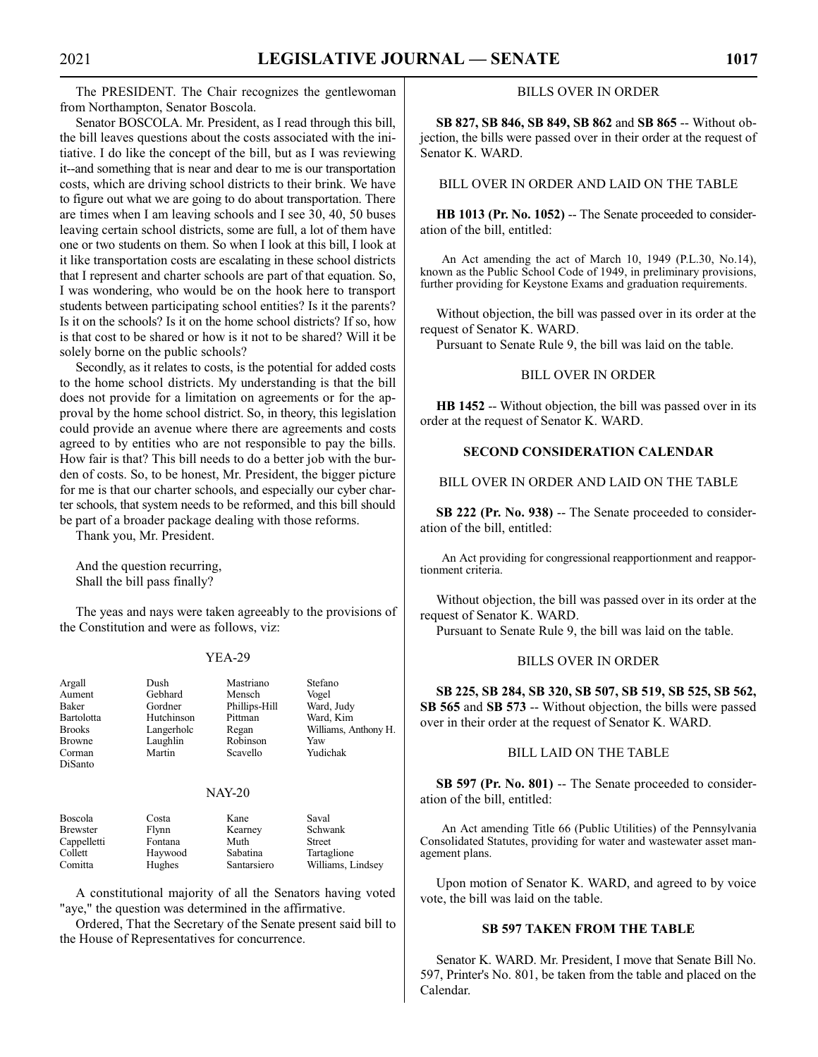The PRESIDENT. The Chair recognizes the gentlewoman from Northampton, Senator Boscola.

Senator BOSCOLA. Mr. President, as I read through this bill, the bill leaves questions about the costs associated with the initiative. I do like the concept of the bill, but as I was reviewing it--and something that is near and dear to me is our transportation costs, which are driving school districts to their brink. We have to figure out what we are going to do about transportation. There are times when I am leaving schools and I see 30, 40, 50 buses leaving certain school districts, some are full, a lot of them have one or two students on them. So when I look at this bill, I look at it like transportation costs are escalating in these school districts that I represent and charter schools are part of that equation. So, I was wondering, who would be on the hook here to transport students between participating school entities? Is it the parents? Is it on the schools? Is it on the home school districts? If so, how is that cost to be shared or how is it not to be shared? Will it be solely borne on the public schools?

Secondly, as it relates to costs, is the potential for added costs to the home school districts. My understanding is that the bill does not provide for a limitation on agreements or for the approval by the home school district. So, in theory, this legislation could provide an avenue where there are agreements and costs agreed to by entities who are not responsible to pay the bills. How fair is that? This bill needs to do a better job with the burden of costs. So, to be honest, Mr. President, the bigger picture for me is that our charter schools, and especially our cyber charter schools, that system needs to be reformed, and this bill should be part of a broader package dealing with those reforms.

Thank you, Mr. President.

And the question recurring,
Shall the bill pass finally?

The yeas and nays were taken agreeably to the provisions of the Constitution and were as follows, viz:

YEA-29

| | | | |
|---|---|---|---|
| Argall | Dush | Mastriano | Stefano |
| Aument | Gebhard | Mensch | Vogel |
| Baker | Gordner | Phillips-Hill | Ward, Judy |
| Bartolotta | Hutchinson | Pittman | Ward, Kim |
| Brooks | Langerholc | Regan | Williams, Anthony H. |
| Browne | Laughlin | Robinson | Yaw |
| Corman | Martin | Scavello | Yudichak |
| DiSanto | | | |

NAY-20

| | | | |
|---|---|---|---|
| Boscola | Costa | Kane | Saval |
| Brewster | Flynn | Kearney | Schwank |
| Cappelletti | Fontana | Muth | Street |
| Collett | Haywood | Sabatina | Tartaglione |
| Comitta | Hughes | Santarsiero | Williams, Lindsey |

A constitutional majority of all the Senators having voted "aye," the question was determined in the affirmative.

Ordered, That the Secretary of the Senate present said bill to the House of Representatives for concurrence.

BILLS OVER IN ORDER

**SB 827, SB 846, SB 849, SB 862** and **SB 865** -- Without objection, the bills were passed over in their order at the request of Senator K. WARD.

BILL OVER IN ORDER AND LAID ON THE TABLE

**HB 1013 (Pr. No. 1052)** -- The Senate proceeded to consideration of the bill, entitled:

An Act amending the act of March 10, 1949 (P.L.30, No.14), known as the Public School Code of 1949, in preliminary provisions, further providing for Keystone Exams and graduation requirements.

Without objection, the bill was passed over in its order at the request of Senator K. WARD.

Pursuant to Senate Rule 9, the bill was laid on the table.

BILL OVER IN ORDER

**HB 1452** -- Without objection, the bill was passed over in its order at the request of Senator K. WARD.

## SECOND CONSIDERATION CALENDAR

BILL OVER IN ORDER AND LAID ON THE TABLE

**SB 222 (Pr. No. 938)** -- The Senate proceeded to consideration of the bill, entitled:

An Act providing for congressional reapportionment and reapportionment criteria.

Without objection, the bill was passed over in its order at the request of Senator K. WARD.

Pursuant to Senate Rule 9, the bill was laid on the table.

BILLS OVER IN ORDER

**SB 225, SB 284, SB 320, SB 507, SB 519, SB 525, SB 562, SB 565** and **SB 573** -- Without objection, the bills were passed over in their order at the request of Senator K. WARD.

BILL LAID ON THE TABLE

**SB 597 (Pr. No. 801)** -- The Senate proceeded to consideration of the bill, entitled:

An Act amending Title 66 (Public Utilities) of the Pennsylvania Consolidated Statutes, providing for water and wastewater asset management plans.

Upon motion of Senator K. WARD, and agreed to by voice vote, the bill was laid on the table.

**SB 597 TAKEN FROM THE TABLE**

Senator K. WARD. Mr. President, I move that Senate Bill No. 597, Printer's No. 801, be taken from the table and placed on the Calendar.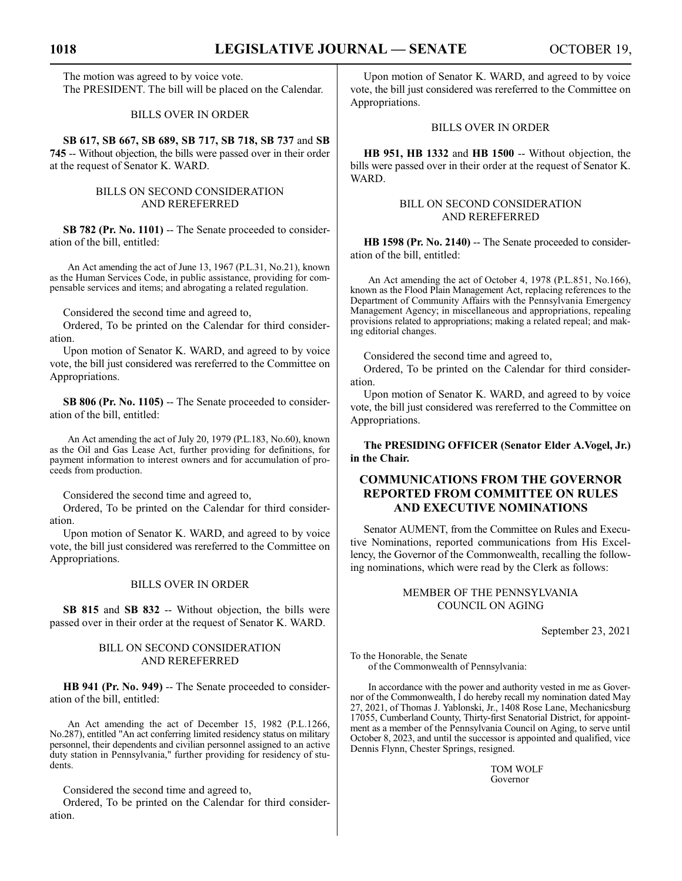The motion was agreed to by voice vote.

The PRESIDENT. The bill will be placed on the Calendar.

BILLS OVER IN ORDER

**SB 617, SB 667, SB 689, SB 717, SB 718, SB 737** and **SB 745** -- Without objection, the bills were passed over in their order at the request of Senator K. WARD.

BILLS ON SECOND CONSIDERATION AND REREFERRED

**SB 782 (Pr. No. 1101)** -- The Senate proceeded to consideration of the bill, entitled:

An Act amending the act of June 13, 1967 (P.L.31, No.21), known as the Human Services Code, in public assistance, providing for compensable services and items; and abrogating a related regulation.

Considered the second time and agreed to,

Ordered, To be printed on the Calendar for third consideration.

Upon motion of Senator K. WARD, and agreed to by voice vote, the bill just considered was rereferred to the Committee on Appropriations.

**SB 806 (Pr. No. 1105)** -- The Senate proceeded to consideration of the bill, entitled:

An Act amending the act of July 20, 1979 (P.L.183, No.60), known as the Oil and Gas Lease Act, further providing for definitions, for payment information to interest owners and for accumulation of proceeds from production.

Considered the second time and agreed to,

Ordered, To be printed on the Calendar for third consideration.

Upon motion of Senator K. WARD, and agreed to by voice vote, the bill just considered was rereferred to the Committee on Appropriations.

BILLS OVER IN ORDER

**SB 815** and **SB 832** -- Without objection, the bills were passed over in their order at the request of Senator K. WARD.

BILL ON SECOND CONSIDERATION AND REREFERRED

**HB 941 (Pr. No. 949)** -- The Senate proceeded to consideration of the bill, entitled:

An Act amending the act of December 15, 1982 (P.L.1266, No.287), entitled "An act conferring limited residency status on military personnel, their dependents and civilian personnel assigned to an active duty station in Pennsylvania," further providing for residency of students.

Considered the second time and agreed to,

Ordered, To be printed on the Calendar for third consideration.

Upon motion of Senator K. WARD, and agreed to by voice vote, the bill just considered was rereferred to the Committee on Appropriations.

BILLS OVER IN ORDER

**HB 951, HB 1332** and **HB 1500** -- Without objection, the bills were passed over in their order at the request of Senator K. WARD.

BILL ON SECOND CONSIDERATION AND REREFERRED

**HB 1598 (Pr. No. 2140)** -- The Senate proceeded to consideration of the bill, entitled:

An Act amending the act of October 4, 1978 (P.L.851, No.166), known as the Flood Plain Management Act, replacing references to the Department of Community Affairs with the Pennsylvania Emergency Management Agency; in miscellaneous and appropriations, repealing provisions related to appropriations; making a related repeal; and making editorial changes.

Considered the second time and agreed to,

Ordered, To be printed on the Calendar for third consideration.

Upon motion of Senator K. WARD, and agreed to by voice vote, the bill just considered was rereferred to the Committee on Appropriations.

**The PRESIDING OFFICER (Senator Elder A.Vogel, Jr.) in the Chair.**

## COMMUNICATIONS FROM THE GOVERNOR REPORTED FROM COMMITTEE ON RULES AND EXECUTIVE NOMINATIONS

Senator AUMENT, from the Committee on Rules and Executive Nominations, reported communications from His Excellency, the Governor of the Commonwealth, recalling the following nominations, which were read by the Clerk as follows:

MEMBER OF THE PENNSYLVANIA COUNCIL ON AGING

September 23, 2021

To the Honorable, the Senate
of the Commonwealth of Pennsylvania:

In accordance with the power and authority vested in me as Governor of the Commonwealth, I do hereby recall my nomination dated May 27, 2021, of Thomas J. Yablonski, Jr., 1408 Rose Lane, Mechanicsburg 17055, Cumberland County, Thirty-first Senatorial District, for appointment as a member of the Pennsylvania Council on Aging, to serve until October 8, 2023, and until the successor is appointed and qualified, vice Dennis Flynn, Chester Springs, resigned.

TOM WOLF
Governor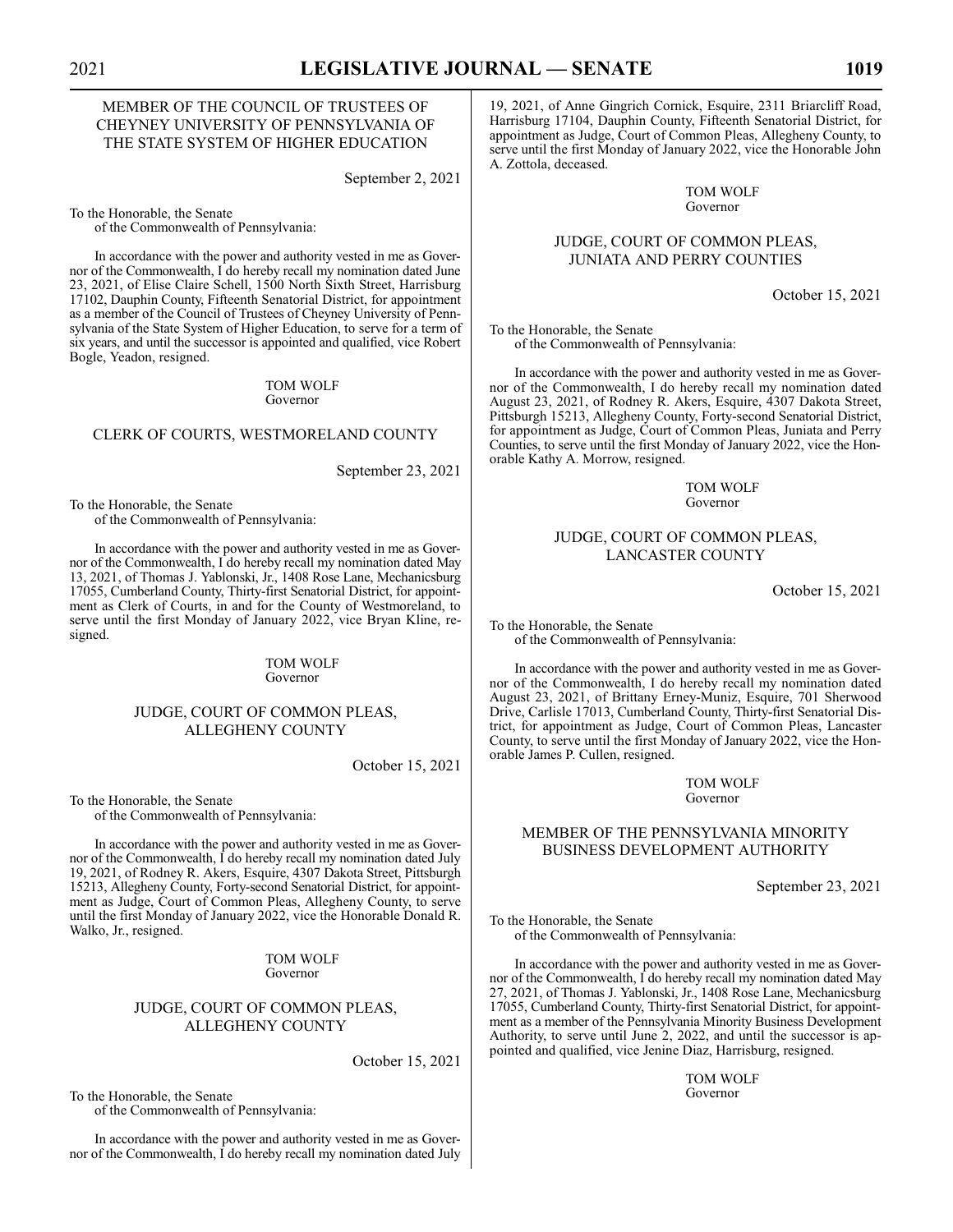MEMBER OF THE COUNCIL OF TRUSTEES OF CHEYNEY UNIVERSITY OF PENNSYLVANIA OF THE STATE SYSTEM OF HIGHER EDUCATION

September 2, 2021

To the Honorable, the Senate
of the Commonwealth of Pennsylvania:

In accordance with the power and authority vested in me as Governor of the Commonwealth, I do hereby recall my nomination dated June 23, 2021, of Elise Claire Schell, 1500 North Sixth Street, Harrisburg 17102, Dauphin County, Fifteenth Senatorial District, for appointment as a member of the Council of Trustees of Cheyney University of Pennsylvania of the State System of Higher Education, to serve for a term of six years, and until the successor is appointed and qualified, vice Robert Bogle, Yeadon, resigned.

TOM WOLF
Governor

CLERK OF COURTS, WESTMORELAND COUNTY

September 23, 2021

To the Honorable, the Senate
of the Commonwealth of Pennsylvania:

In accordance with the power and authority vested in me as Governor of the Commonwealth, I do hereby recall my nomination dated May 13, 2021, of Thomas J. Yablonski, Jr., 1408 Rose Lane, Mechanicsburg 17055, Cumberland County, Thirty-first Senatorial District, for appointment as Clerk of Courts, in and for the County of Westmoreland, to serve until the first Monday of January 2022, vice Bryan Kline, resigned.

TOM WOLF
Governor

JUDGE, COURT OF COMMON PLEAS, ALLEGHENY COUNTY

October 15, 2021

To the Honorable, the Senate
of the Commonwealth of Pennsylvania:

In accordance with the power and authority vested in me as Governor of the Commonwealth, I do hereby recall my nomination dated July 19, 2021, of Rodney R. Akers, Esquire, 4307 Dakota Street, Pittsburgh 15213, Allegheny County, Forty-second Senatorial District, for appointment as Judge, Court of Common Pleas, Allegheny County, to serve until the first Monday of January 2022, vice the Honorable Donald R. Walko, Jr., resigned.

TOM WOLF
Governor

JUDGE, COURT OF COMMON PLEAS, ALLEGHENY COUNTY

October 15, 2021

To the Honorable, the Senate
of the Commonwealth of Pennsylvania:

In accordance with the power and authority vested in me as Governor of the Commonwealth, I do hereby recall my nomination dated July 19, 2021, of Anne Gingrich Cornick, Esquire, 2311 Briarcliff Road, Harrisburg 17104, Dauphin County, Fifteenth Senatorial District, for appointment as Judge, Court of Common Pleas, Allegheny County, to serve until the first Monday of January 2022, vice the Honorable John A. Zottola, deceased.

TOM WOLF
Governor

JUDGE, COURT OF COMMON PLEAS, JUNIATA AND PERRY COUNTIES

October 15, 2021

To the Honorable, the Senate
of the Commonwealth of Pennsylvania:

In accordance with the power and authority vested in me as Governor of the Commonwealth, I do hereby recall my nomination dated August 23, 2021, of Rodney R. Akers, Esquire, 4307 Dakota Street, Pittsburgh 15213, Allegheny County, Forty-second Senatorial District, for appointment as Judge, Court of Common Pleas, Juniata and Perry Counties, to serve until the first Monday of January 2022, vice the Honorable Kathy A. Morrow, resigned.

TOM WOLF
Governor

JUDGE, COURT OF COMMON PLEAS, LANCASTER COUNTY

October 15, 2021

To the Honorable, the Senate
of the Commonwealth of Pennsylvania:

In accordance with the power and authority vested in me as Governor of the Commonwealth, I do hereby recall my nomination dated August 23, 2021, of Brittany Erney-Muniz, Esquire, 701 Sherwood Drive, Carlisle 17013, Cumberland County, Thirty-first Senatorial District, for appointment as Judge, Court of Common Pleas, Lancaster County, to serve until the first Monday of January 2022, vice the Honorable James P. Cullen, resigned.

TOM WOLF
Governor

MEMBER OF THE PENNSYLVANIA MINORITY BUSINESS DEVELOPMENT AUTHORITY

September 23, 2021

To the Honorable, the Senate
of the Commonwealth of Pennsylvania:

In accordance with the power and authority vested in me as Governor of the Commonwealth, I do hereby recall my nomination dated May 27, 2021, of Thomas J. Yablonski, Jr., 1408 Rose Lane, Mechanicsburg 17055, Cumberland County, Thirty-first Senatorial District, for appointment as a member of the Pennsylvania Minority Business Development Authority, to serve until June 2, 2022, and until the successor is appointed and qualified, vice Jenine Diaz, Harrisburg, resigned.

TOM WOLF
Governor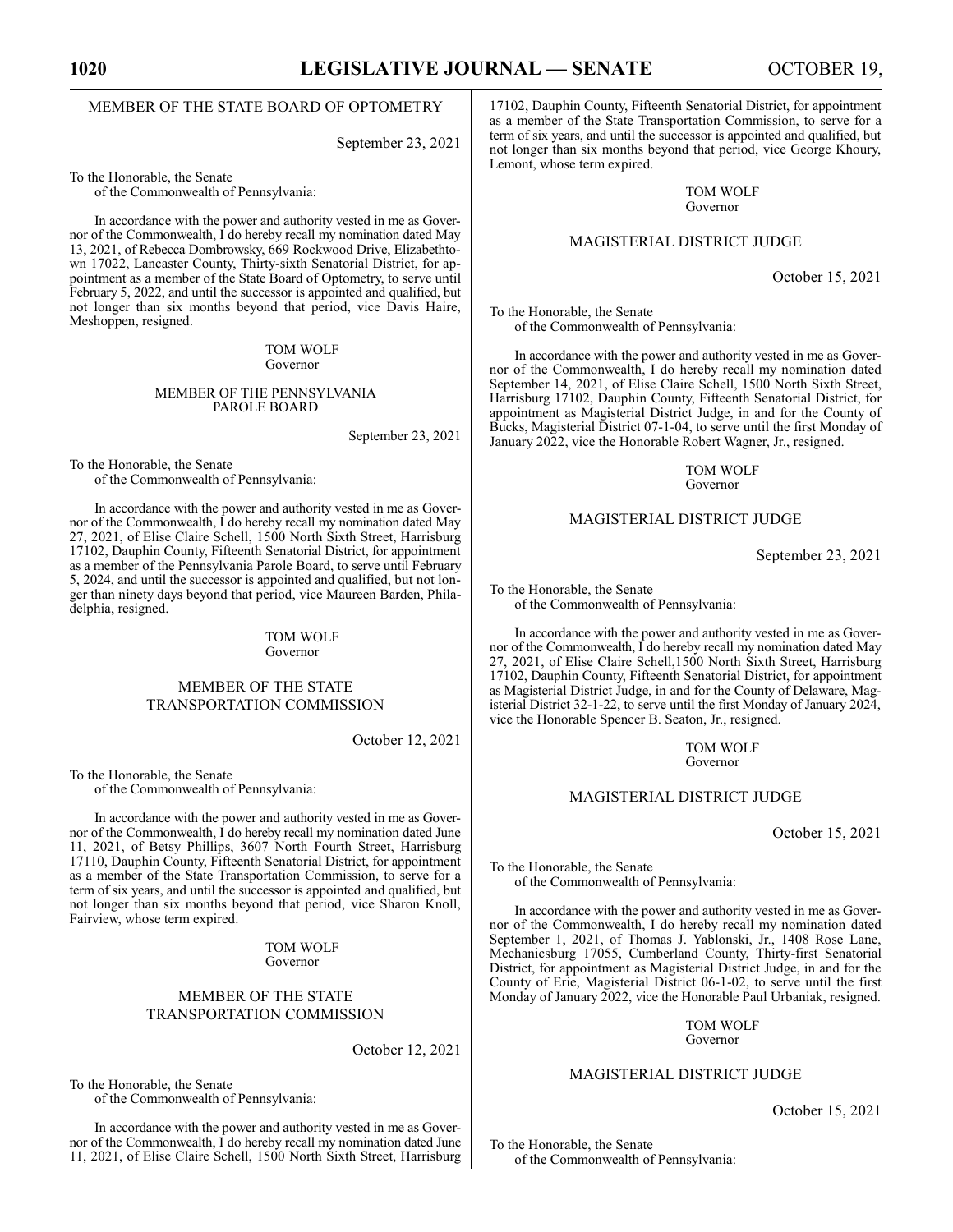## MEMBER OF THE STATE BOARD OF OPTOMETRY

September 23, 2021

To the Honorable, the Senate
of the Commonwealth of Pennsylvania:

In accordance with the power and authority vested in me as Governor of the Commonwealth, I do hereby recall my nomination dated May 13, 2021, of Rebecca Dombrowsky, 669 Rockwood Drive, Elizabethtown 17022, Lancaster County, Thirty-sixth Senatorial District, for appointment as a member of the State Board of Optometry, to serve until February 5, 2022, and until the successor is appointed and qualified, but not longer than six months beyond that period, vice Davis Haire, Meshoppen, resigned.

TOM WOLF
Governor

## MEMBER OF THE PENNSYLVANIA PAROLE BOARD

September 23, 2021

To the Honorable, the Senate
of the Commonwealth of Pennsylvania:

In accordance with the power and authority vested in me as Governor of the Commonwealth, I do hereby recall my nomination dated May 27, 2021, of Elise Claire Schell, 1500 North Sixth Street, Harrisburg 17102, Dauphin County, Fifteenth Senatorial District, for appointment as a member of the Pennsylvania Parole Board, to serve until February 5, 2024, and until the successor is appointed and qualified, but not longer than ninety days beyond that period, vice Maureen Barden, Philadelphia, resigned.

TOM WOLF
Governor

## MEMBER OF THE STATE TRANSPORTATION COMMISSION

October 12, 2021

To the Honorable, the Senate
of the Commonwealth of Pennsylvania:

In accordance with the power and authority vested in me as Governor of the Commonwealth, I do hereby recall my nomination dated June 11, 2021, of Betsy Phillips, 3607 North Fourth Street, Harrisburg 17110, Dauphin County, Fifteenth Senatorial District, for appointment as a member of the State Transportation Commission, to serve for a term of six years, and until the successor is appointed and qualified, but not longer than six months beyond that period, vice Sharon Knoll, Fairview, whose term expired.

TOM WOLF
Governor

## MEMBER OF THE STATE TRANSPORTATION COMMISSION

October 12, 2021

To the Honorable, the Senate
of the Commonwealth of Pennsylvania:

In accordance with the power and authority vested in me as Governor of the Commonwealth, I do hereby recall my nomination dated June 11, 2021, of Elise Claire Schell, 1500 North Sixth Street, Harrisburg 17102, Dauphin County, Fifteenth Senatorial District, for appointment as a member of the State Transportation Commission, to serve for a term of six years, and until the successor is appointed and qualified, but not longer than six months beyond that period, vice George Khoury, Lemont, whose term expired.

TOM WOLF
Governor

## MAGISTERIAL DISTRICT JUDGE

October 15, 2021

To the Honorable, the Senate
of the Commonwealth of Pennsylvania:

In accordance with the power and authority vested in me as Governor of the Commonwealth, I do hereby recall my nomination dated September 14, 2021, of Elise Claire Schell, 1500 North Sixth Street, Harrisburg 17102, Dauphin County, Fifteenth Senatorial District, for appointment as Magisterial District Judge, in and for the County of Bucks, Magisterial District 07-1-04, to serve until the first Monday of January 2022, vice the Honorable Robert Wagner, Jr., resigned.

TOM WOLF
Governor

## MAGISTERIAL DISTRICT JUDGE

September 23, 2021

To the Honorable, the Senate
of the Commonwealth of Pennsylvania:

In accordance with the power and authority vested in me as Governor of the Commonwealth, I do hereby recall my nomination dated May 27, 2021, of Elise Claire Schell,1500 North Sixth Street, Harrisburg 17102, Dauphin County, Fifteenth Senatorial District, for appointment as Magisterial District Judge, in and for the County of Delaware, Magisterial District 32-1-22, to serve until the first Monday of January 2024, vice the Honorable Spencer B. Seaton, Jr., resigned.

TOM WOLF
Governor

## MAGISTERIAL DISTRICT JUDGE

October 15, 2021

To the Honorable, the Senate
of the Commonwealth of Pennsylvania:

In accordance with the power and authority vested in me as Governor of the Commonwealth, I do hereby recall my nomination dated September 1, 2021, of Thomas J. Yablonski, Jr., 1408 Rose Lane, Mechanicsburg 17055, Cumberland County, Thirty-first Senatorial District, for appointment as Magisterial District Judge, in and for the County of Erie, Magisterial District 06-1-02, to serve until the first Monday of January 2022, vice the Honorable Paul Urbaniak, resigned.

TOM WOLF
Governor

## MAGISTERIAL DISTRICT JUDGE

October 15, 2021

To the Honorable, the Senate
of the Commonwealth of Pennsylvania: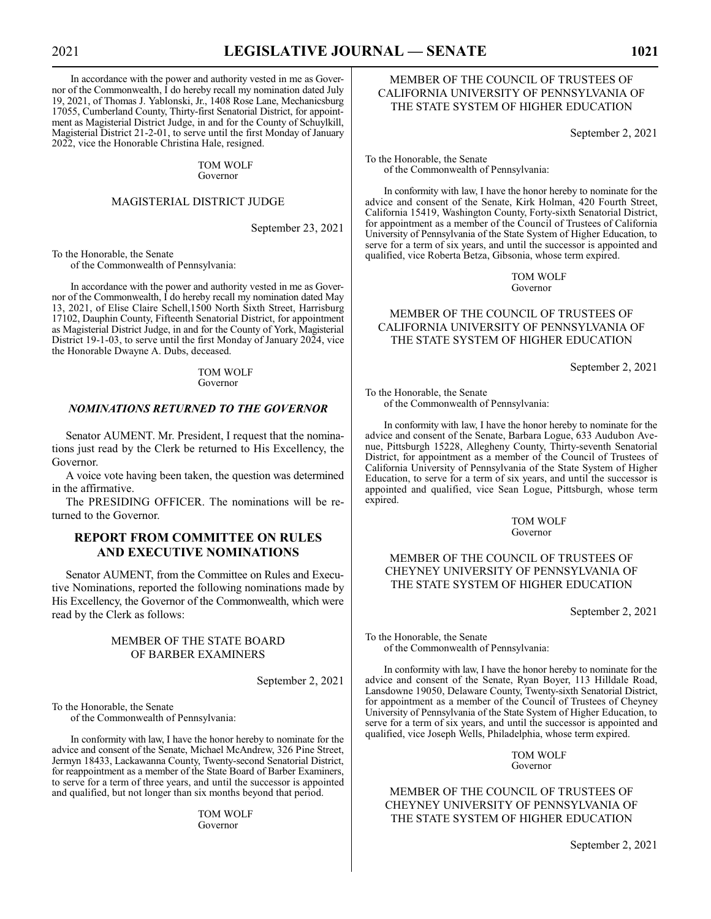In accordance with the power and authority vested in me as Governor of the Commonwealth, I do hereby recall my nomination dated July 19, 2021, of Thomas J. Yablonski, Jr., 1408 Rose Lane, Mechanicsburg 17055, Cumberland County, Thirty-first Senatorial District, for appointment as Magisterial District Judge, in and for the County of Schuylkill, Magisterial District 21-2-01, to serve until the first Monday of January 2022, vice the Honorable Christina Hale, resigned.

TOM WOLF
Governor

MAGISTERIAL DISTRICT JUDGE

September 23, 2021

To the Honorable, the Senate
of the Commonwealth of Pennsylvania:

In accordance with the power and authority vested in me as Governor of the Commonwealth, I do hereby recall my nomination dated May 13, 2021, of Elise Claire Schell,1500 North Sixth Street, Harrisburg 17102, Dauphin County, Fifteenth Senatorial District, for appointment as Magisterial District Judge, in and for the County of York, Magisterial District 19-1-03, to serve until the first Monday of January 2024, vice the Honorable Dwayne A. Dubs, deceased.

TOM WOLF
Governor

### *NOMINATIONS RETURNED TO THE GOVERNOR*

Senator AUMENT. Mr. President, I request that the nominations just read by the Clerk be returned to His Excellency, the Governor.

A voice vote having been taken, the question was determined in the affirmative.

The PRESIDING OFFICER. The nominations will be returned to the Governor.

## REPORT FROM COMMITTEE ON RULES AND EXECUTIVE NOMINATIONS

Senator AUMENT, from the Committee on Rules and Executive Nominations, reported the following nominations made by His Excellency, the Governor of the Commonwealth, which were read by the Clerk as follows:

MEMBER OF THE STATE BOARD OF BARBER EXAMINERS

September 2, 2021

To the Honorable, the Senate
of the Commonwealth of Pennsylvania:

In conformity with law, I have the honor hereby to nominate for the advice and consent of the Senate, Michael McAndrew, 326 Pine Street, Jermyn 18433, Lackawanna County, Twenty-second Senatorial District, for reappointment as a member of the State Board of Barber Examiners, to serve for a term of three years, and until the successor is appointed and qualified, but not longer than six months beyond that period.

TOM WOLF
Governor

MEMBER OF THE COUNCIL OF TRUSTEES OF CALIFORNIA UNIVERSITY OF PENNSYLVANIA OF THE STATE SYSTEM OF HIGHER EDUCATION

September 2, 2021

To the Honorable, the Senate
of the Commonwealth of Pennsylvania:

In conformity with law, I have the honor hereby to nominate for the advice and consent of the Senate, Kirk Holman, 420 Fourth Street, California 15419, Washington County, Forty-sixth Senatorial District, for appointment as a member of the Council of Trustees of California University of Pennsylvania of the State System of Higher Education, to serve for a term of six years, and until the successor is appointed and qualified, vice Roberta Betza, Gibsonia, whose term expired.

TOM WOLF
Governor

MEMBER OF THE COUNCIL OF TRUSTEES OF CALIFORNIA UNIVERSITY OF PENNSYLVANIA OF THE STATE SYSTEM OF HIGHER EDUCATION

September 2, 2021

To the Honorable, the Senate
of the Commonwealth of Pennsylvania:

In conformity with law, I have the honor hereby to nominate for the advice and consent of the Senate, Barbara Logue, 633 Audubon Avenue, Pittsburgh 15228, Allegheny County, Thirty-seventh Senatorial District, for appointment as a member of the Council of Trustees of California University of Pennsylvania of the State System of Higher Education, to serve for a term of six years, and until the successor is appointed and qualified, vice Sean Logue, Pittsburgh, whose term expired.

TOM WOLF
Governor

MEMBER OF THE COUNCIL OF TRUSTEES OF CHEYNEY UNIVERSITY OF PENNSYLVANIA OF THE STATE SYSTEM OF HIGHER EDUCATION

September 2, 2021

To the Honorable, the Senate
of the Commonwealth of Pennsylvania:

In conformity with law, I have the honor hereby to nominate for the advice and consent of the Senate, Ryan Boyer, 113 Hilldale Road, Lansdowne 19050, Delaware County, Twenty-sixth Senatorial District, for appointment as a member of the Council of Trustees of Cheyney University of Pennsylvania of the State System of Higher Education, to serve for a term of six years, and until the successor is appointed and qualified, vice Joseph Wells, Philadelphia, whose term expired.

TOM WOLF
Governor

MEMBER OF THE COUNCIL OF TRUSTEES OF CHEYNEY UNIVERSITY OF PENNSYLVANIA OF THE STATE SYSTEM OF HIGHER EDUCATION

September 2, 2021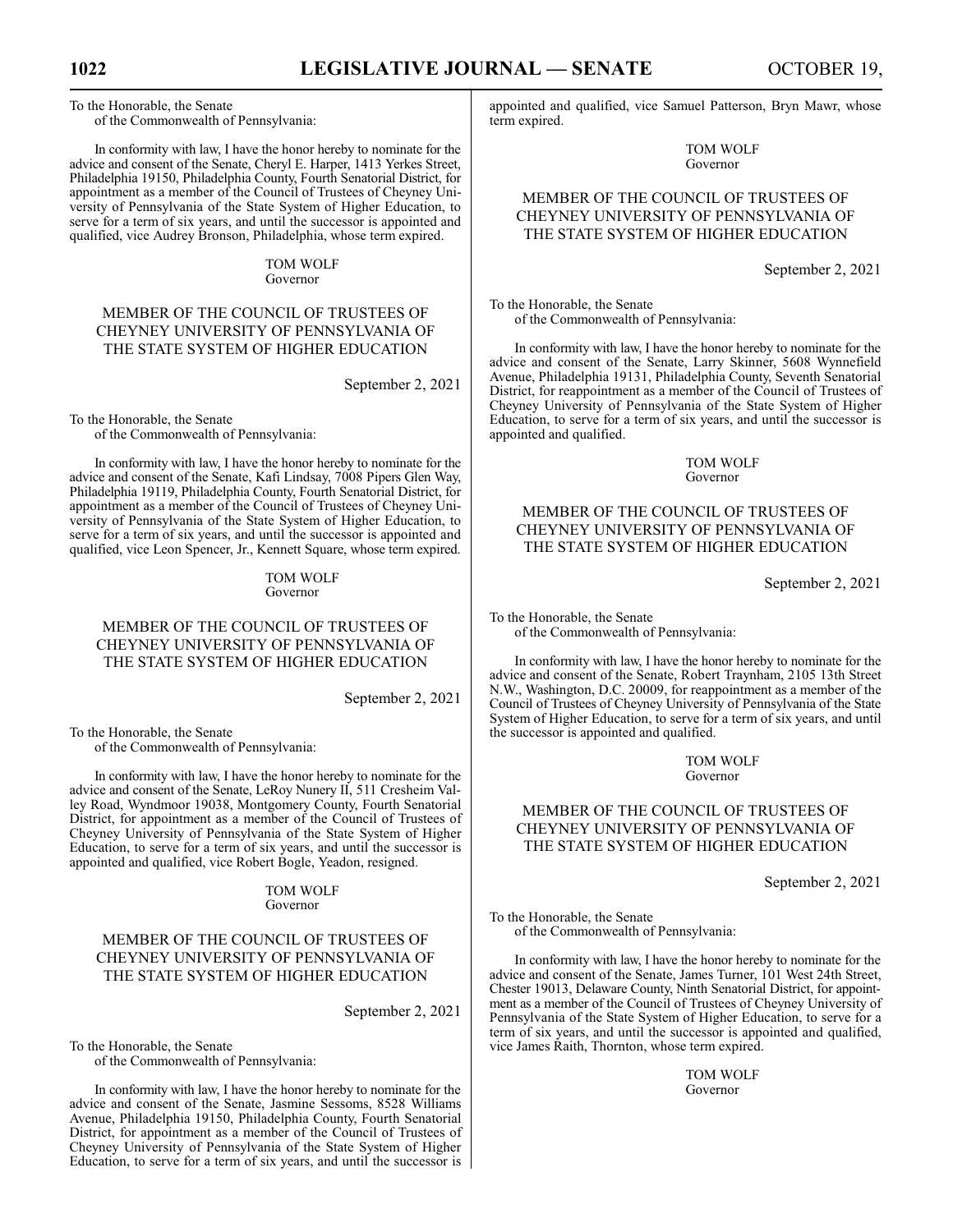To the Honorable, the Senate
of the Commonwealth of Pennsylvania:

In conformity with law, I have the honor hereby to nominate for the advice and consent of the Senate, Cheryl E. Harper, 1413 Yerkes Street, Philadelphia 19150, Philadelphia County, Fourth Senatorial District, for appointment as a member of the Council of Trustees of Cheyney University of Pennsylvania of the State System of Higher Education, to serve for a term of six years, and until the successor is appointed and qualified, vice Audrey Bronson, Philadelphia, whose term expired.

TOM WOLF
Governor

## MEMBER OF THE COUNCIL OF TRUSTEES OF CHEYNEY UNIVERSITY OF PENNSYLVANIA OF THE STATE SYSTEM OF HIGHER EDUCATION

September 2, 2021

To the Honorable, the Senate
of the Commonwealth of Pennsylvania:

In conformity with law, I have the honor hereby to nominate for the advice and consent of the Senate, Kafi Lindsay, 7008 Pipers Glen Way, Philadelphia 19119, Philadelphia County, Fourth Senatorial District, for appointment as a member of the Council of Trustees of Cheyney University of Pennsylvania of the State System of Higher Education, to serve for a term of six years, and until the successor is appointed and qualified, vice Leon Spencer, Jr., Kennett Square, whose term expired.

TOM WOLF
Governor

## MEMBER OF THE COUNCIL OF TRUSTEES OF CHEYNEY UNIVERSITY OF PENNSYLVANIA OF THE STATE SYSTEM OF HIGHER EDUCATION

September 2, 2021

To the Honorable, the Senate
of the Commonwealth of Pennsylvania:

In conformity with law, I have the honor hereby to nominate for the advice and consent of the Senate, LeRoy Nunery II, 511 Cresheim Valley Road, Wyndmoor 19038, Montgomery County, Fourth Senatorial District, for appointment as a member of the Council of Trustees of Cheyney University of Pennsylvania of the State System of Higher Education, to serve for a term of six years, and until the successor is appointed and qualified, vice Robert Bogle, Yeadon, resigned.

TOM WOLF
Governor

## MEMBER OF THE COUNCIL OF TRUSTEES OF CHEYNEY UNIVERSITY OF PENNSYLVANIA OF THE STATE SYSTEM OF HIGHER EDUCATION

September 2, 2021

To the Honorable, the Senate
of the Commonwealth of Pennsylvania:

In conformity with law, I have the honor hereby to nominate for the advice and consent of the Senate, Jasmine Sessoms, 8528 Williams Avenue, Philadelphia 19150, Philadelphia County, Fourth Senatorial District, for appointment as a member of the Council of Trustees of Cheyney University of Pennsylvania of the State System of Higher Education, to serve for a term of six years, and until the successor is appointed and qualified, vice Samuel Patterson, Bryn Mawr, whose term expired.

TOM WOLF
Governor

## MEMBER OF THE COUNCIL OF TRUSTEES OF CHEYNEY UNIVERSITY OF PENNSYLVANIA OF THE STATE SYSTEM OF HIGHER EDUCATION

September 2, 2021

To the Honorable, the Senate
of the Commonwealth of Pennsylvania:

In conformity with law, I have the honor hereby to nominate for the advice and consent of the Senate, Larry Skinner, 5608 Wynnefield Avenue, Philadelphia 19131, Philadelphia County, Seventh Senatorial District, for reappointment as a member of the Council of Trustees of Cheyney University of Pennsylvania of the State System of Higher Education, to serve for a term of six years, and until the successor is appointed and qualified.

TOM WOLF
Governor

## MEMBER OF THE COUNCIL OF TRUSTEES OF CHEYNEY UNIVERSITY OF PENNSYLVANIA OF THE STATE SYSTEM OF HIGHER EDUCATION

September 2, 2021

To the Honorable, the Senate
of the Commonwealth of Pennsylvania:

In conformity with law, I have the honor hereby to nominate for the advice and consent of the Senate, Robert Traynham, 2105 13th Street N.W., Washington, D.C. 20009, for reappointment as a member of the Council of Trustees of Cheyney University of Pennsylvania of the State System of Higher Education, to serve for a term of six years, and until the successor is appointed and qualified.

TOM WOLF
Governor

## MEMBER OF THE COUNCIL OF TRUSTEES OF CHEYNEY UNIVERSITY OF PENNSYLVANIA OF THE STATE SYSTEM OF HIGHER EDUCATION

September 2, 2021

To the Honorable, the Senate
of the Commonwealth of Pennsylvania:

In conformity with law, I have the honor hereby to nominate for the advice and consent of the Senate, James Turner, 101 West 24th Street, Chester 19013, Delaware County, Ninth Senatorial District, for appointment as a member of the Council of Trustees of Cheyney University of Pennsylvania of the State System of Higher Education, to serve for a term of six years, and until the successor is appointed and qualified, vice James Raith, Thornton, whose term expired.

TOM WOLF
Governor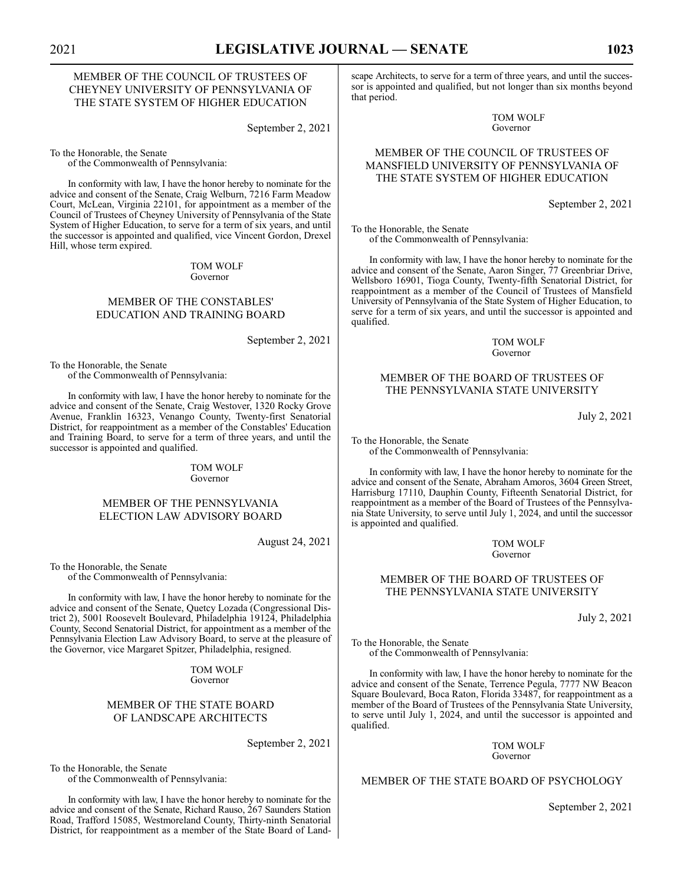## MEMBER OF THE COUNCIL OF TRUSTEES OF CHEYNEY UNIVERSITY OF PENNSYLVANIA OF THE STATE SYSTEM OF HIGHER EDUCATION

September 2, 2021

To the Honorable, the Senate
of the Commonwealth of Pennsylvania:

In conformity with law, I have the honor hereby to nominate for the advice and consent of the Senate, Craig Welburn, 7216 Farm Meadow Court, McLean, Virginia 22101, for appointment as a member of the Council of Trustees of Cheyney University of Pennsylvania of the State System of Higher Education, to serve for a term of six years, and until the successor is appointed and qualified, vice Vincent Gordon, Drexel Hill, whose term expired.

TOM WOLF
Governor

## MEMBER OF THE CONSTABLES' EDUCATION AND TRAINING BOARD

September 2, 2021

To the Honorable, the Senate
of the Commonwealth of Pennsylvania:

In conformity with law, I have the honor hereby to nominate for the advice and consent of the Senate, Craig Westover, 1320 Rocky Grove Avenue, Franklin 16323, Venango County, Twenty-first Senatorial District, for reappointment as a member of the Constables' Education and Training Board, to serve for a term of three years, and until the successor is appointed and qualified.

TOM WOLF
Governor

## MEMBER OF THE PENNSYLVANIA ELECTION LAW ADVISORY BOARD

August 24, 2021

To the Honorable, the Senate
of the Commonwealth of Pennsylvania:

In conformity with law, I have the honor hereby to nominate for the advice and consent of the Senate, Quetcy Lozada (Congressional District 2), 5001 Roosevelt Boulevard, Philadelphia 19124, Philadelphia County, Second Senatorial District, for appointment as a member of the Pennsylvania Election Law Advisory Board, to serve at the pleasure of the Governor, vice Margaret Spitzer, Philadelphia, resigned.

TOM WOLF
Governor

## MEMBER OF THE STATE BOARD OF LANDSCAPE ARCHITECTS

September 2, 2021

To the Honorable, the Senate
of the Commonwealth of Pennsylvania:

In conformity with law, I have the honor hereby to nominate for the advice and consent of the Senate, Richard Rauso, 267 Saunders Station Road, Trafford 15085, Westmoreland County, Thirty-ninth Senatorial District, for reappointment as a member of the State Board of Landscape Architects, to serve for a term of three years, and until the successor is appointed and qualified, but not longer than six months beyond that period.

TOM WOLF
Governor

## MEMBER OF THE COUNCIL OF TRUSTEES OF MANSFIELD UNIVERSITY OF PENNSYLVANIA OF THE STATE SYSTEM OF HIGHER EDUCATION

September 2, 2021

To the Honorable, the Senate
of the Commonwealth of Pennsylvania:

In conformity with law, I have the honor hereby to nominate for the advice and consent of the Senate, Aaron Singer, 77 Greenbriar Drive, Wellsboro 16901, Tioga County, Twenty-fifth Senatorial District, for reappointment as a member of the Council of Trustees of Mansfield University of Pennsylvania of the State System of Higher Education, to serve for a term of six years, and until the successor is appointed and qualified.

TOM WOLF
Governor

## MEMBER OF THE BOARD OF TRUSTEES OF THE PENNSYLVANIA STATE UNIVERSITY

July 2, 2021

To the Honorable, the Senate
of the Commonwealth of Pennsylvania:

In conformity with law, I have the honor hereby to nominate for the advice and consent of the Senate, Abraham Amoros, 3604 Green Street, Harrisburg 17110, Dauphin County, Fifteenth Senatorial District, for reappointment as a member of the Board of Trustees of the Pennsylvania State University, to serve until July 1, 2024, and until the successor is appointed and qualified.

TOM WOLF
Governor

## MEMBER OF THE BOARD OF TRUSTEES OF THE PENNSYLVANIA STATE UNIVERSITY

July 2, 2021

To the Honorable, the Senate
of the Commonwealth of Pennsylvania:

In conformity with law, I have the honor hereby to nominate for the advice and consent of the Senate, Terrence Pegula, 7777 NW Beacon Square Boulevard, Boca Raton, Florida 33487, for reappointment as a member of the Board of Trustees of the Pennsylvania State University, to serve until July 1, 2024, and until the successor is appointed and qualified.

TOM WOLF
Governor

## MEMBER OF THE STATE BOARD OF PSYCHOLOGY

September 2, 2021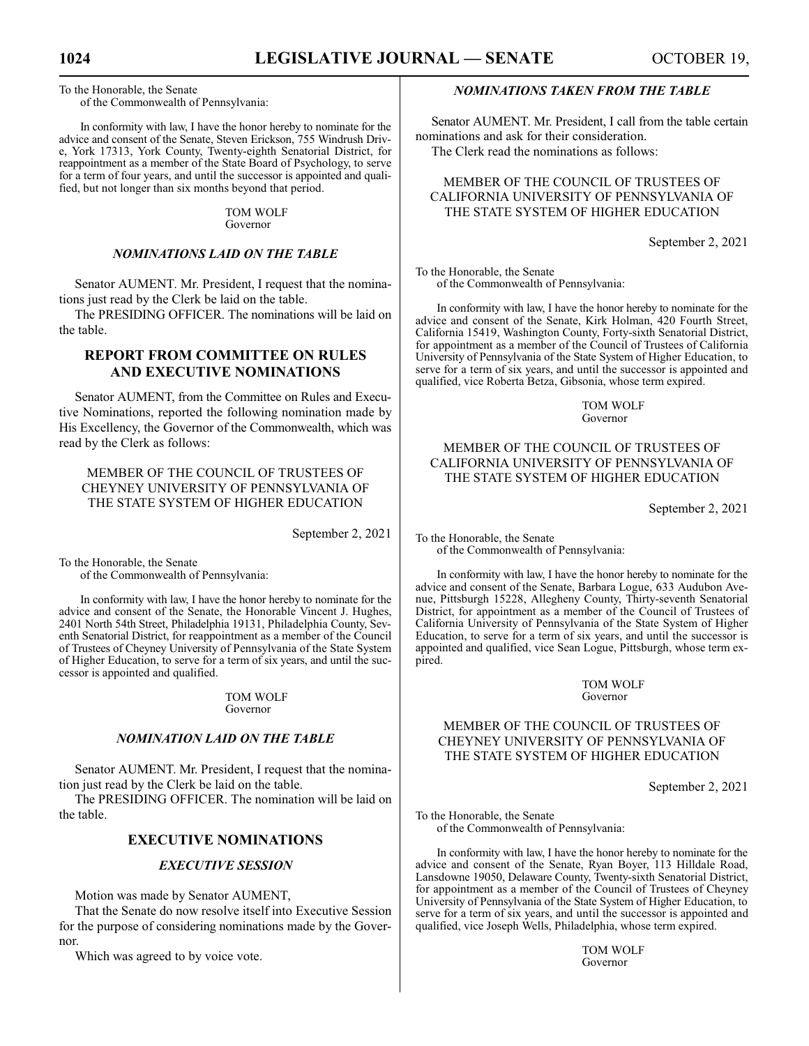To the Honorable, the Senate
of the Commonwealth of Pennsylvania:

In conformity with law, I have the honor hereby to nominate for the advice and consent of the Senate, Steven Erickson, 755 Windrush Drive, York 17313, York County, Twenty-eighth Senatorial District, for reappointment as a member of the State Board of Psychology, to serve for a term of four years, and until the successor is appointed and qualified, but not longer than six months beyond that period.

TOM WOLF
Governor

### *NOMINATIONS LAID ON THE TABLE*

Senator AUMENT. Mr. President, I request that the nominations just read by the Clerk be laid on the table.

The PRESIDING OFFICER. The nominations will be laid on the table.

## REPORT FROM COMMITTEE ON RULES AND EXECUTIVE NOMINATIONS

Senator AUMENT, from the Committee on Rules and Executive Nominations, reported the following nomination made by His Excellency, the Governor of the Commonwealth, which was read by the Clerk as follows:

MEMBER OF THE COUNCIL OF TRUSTEES OF CHEYNEY UNIVERSITY OF PENNSYLVANIA OF THE STATE SYSTEM OF HIGHER EDUCATION

September 2, 2021

To the Honorable, the Senate
of the Commonwealth of Pennsylvania:

In conformity with law, I have the honor hereby to nominate for the advice and consent of the Senate, the Honorable Vincent J. Hughes, 2401 North 54th Street, Philadelphia 19131, Philadelphia County, Seventh Senatorial District, for reappointment as a member of the Council of Trustees of Cheyney University of Pennsylvania of the State System of Higher Education, to serve for a term of six years, and until the successor is appointed and qualified.

TOM WOLF
Governor

### *NOMINATION LAID ON THE TABLE*

Senator AUMENT. Mr. President, I request that the nomination just read by the Clerk be laid on the table.

The PRESIDING OFFICER. The nomination will be laid on the table.

## EXECUTIVE NOMINATIONS

### *EXECUTIVE SESSION*

Motion was made by Senator AUMENT,

That the Senate do now resolve itself into Executive Session for the purpose of considering nominations made by the Governor.

Which was agreed to by voice vote.

### *NOMINATIONS TAKEN FROM THE TABLE*

Senator AUMENT. Mr. President, I call from the table certain nominations and ask for their consideration.

The Clerk read the nominations as follows:

MEMBER OF THE COUNCIL OF TRUSTEES OF CALIFORNIA UNIVERSITY OF PENNSYLVANIA OF THE STATE SYSTEM OF HIGHER EDUCATION

September 2, 2021

To the Honorable, the Senate
of the Commonwealth of Pennsylvania:

In conformity with law, I have the honor hereby to nominate for the advice and consent of the Senate, Kirk Holman, 420 Fourth Street, California 15419, Washington County, Forty-sixth Senatorial District, for appointment as a member of the Council of Trustees of California University of Pennsylvania of the State System of Higher Education, to serve for a term of six years, and until the successor is appointed and qualified, vice Roberta Betza, Gibsonia, whose term expired.

TOM WOLF
Governor

MEMBER OF THE COUNCIL OF TRUSTEES OF CALIFORNIA UNIVERSITY OF PENNSYLVANIA OF THE STATE SYSTEM OF HIGHER EDUCATION

September 2, 2021

To the Honorable, the Senate
of the Commonwealth of Pennsylvania:

In conformity with law, I have the honor hereby to nominate for the advice and consent of the Senate, Barbara Logue, 633 Audubon Avenue, Pittsburgh 15228, Allegheny County, Thirty-seventh Senatorial District, for appointment as a member of the Council of Trustees of California University of Pennsylvania of the State System of Higher Education, to serve for a term of six years, and until the successor is appointed and qualified, vice Sean Logue, Pittsburgh, whose term expired.

TOM WOLF
Governor

MEMBER OF THE COUNCIL OF TRUSTEES OF CHEYNEY UNIVERSITY OF PENNSYLVANIA OF THE STATE SYSTEM OF HIGHER EDUCATION

September 2, 2021

To the Honorable, the Senate
of the Commonwealth of Pennsylvania:

In conformity with law, I have the honor hereby to nominate for the advice and consent of the Senate, Ryan Boyer, 113 Hilldale Road, Lansdowne 19050, Delaware County, Twenty-sixth Senatorial District, for appointment as a member of the Council of Trustees of Cheyney University of Pennsylvania of the State System of Higher Education, to serve for a term of six years, and until the successor is appointed and qualified, vice Joseph Wells, Philadelphia, whose term expired.

TOM WOLF
Governor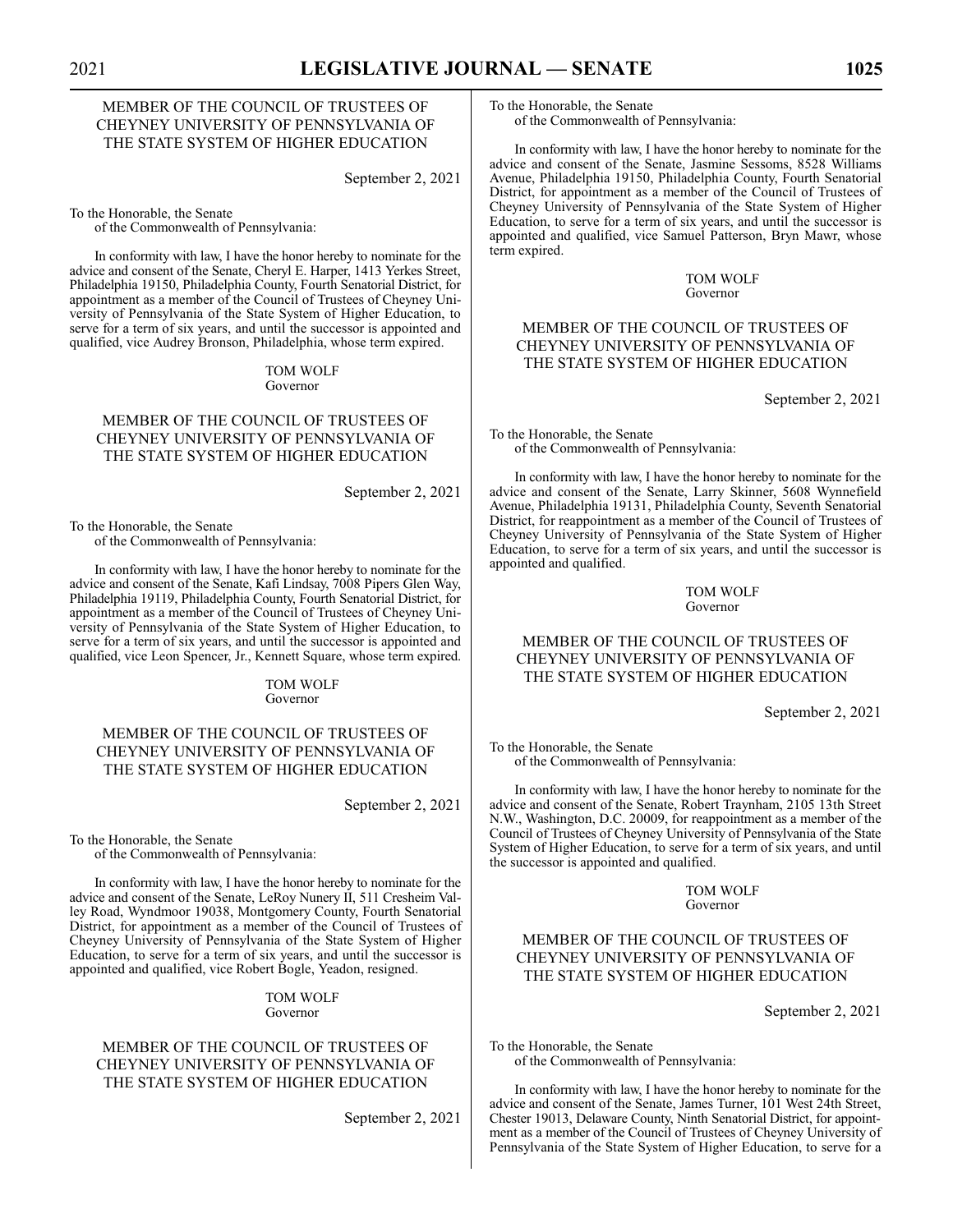## MEMBER OF THE COUNCIL OF TRUSTEES OF CHEYNEY UNIVERSITY OF PENNSYLVANIA OF THE STATE SYSTEM OF HIGHER EDUCATION

September 2, 2021

To the Honorable, the Senate
of the Commonwealth of Pennsylvania:

In conformity with law, I have the honor hereby to nominate for the advice and consent of the Senate, Cheryl E. Harper, 1413 Yerkes Street, Philadelphia 19150, Philadelphia County, Fourth Senatorial District, for appointment as a member of the Council of Trustees of Cheyney University of Pennsylvania of the State System of Higher Education, to serve for a term of six years, and until the successor is appointed and qualified, vice Audrey Bronson, Philadelphia, whose term expired.

TOM WOLF
Governor

## MEMBER OF THE COUNCIL OF TRUSTEES OF CHEYNEY UNIVERSITY OF PENNSYLVANIA OF THE STATE SYSTEM OF HIGHER EDUCATION

September 2, 2021

To the Honorable, the Senate
of the Commonwealth of Pennsylvania:

In conformity with law, I have the honor hereby to nominate for the advice and consent of the Senate, Kafi Lindsay, 7008 Pipers Glen Way, Philadelphia 19119, Philadelphia County, Fourth Senatorial District, for appointment as a member of the Council of Trustees of Cheyney University of Pennsylvania of the State System of Higher Education, to serve for a term of six years, and until the successor is appointed and qualified, vice Leon Spencer, Jr., Kennett Square, whose term expired.

TOM WOLF
Governor

## MEMBER OF THE COUNCIL OF TRUSTEES OF CHEYNEY UNIVERSITY OF PENNSYLVANIA OF THE STATE SYSTEM OF HIGHER EDUCATION

September 2, 2021

To the Honorable, the Senate
of the Commonwealth of Pennsylvania:

In conformity with law, I have the honor hereby to nominate for the advice and consent of the Senate, LeRoy Nunery II, 511 Cresheim Valley Road, Wyndmoor 19038, Montgomery County, Fourth Senatorial District, for appointment as a member of the Council of Trustees of Cheyney University of Pennsylvania of the State System of Higher Education, to serve for a term of six years, and until the successor is appointed and qualified, vice Robert Bogle, Yeadon, resigned.

TOM WOLF
Governor

## MEMBER OF THE COUNCIL OF TRUSTEES OF CHEYNEY UNIVERSITY OF PENNSYLVANIA OF THE STATE SYSTEM OF HIGHER EDUCATION

September 2, 2021

To the Honorable, the Senate
of the Commonwealth of Pennsylvania:

In conformity with law, I have the honor hereby to nominate for the advice and consent of the Senate, Jasmine Sessoms, 8528 Williams Avenue, Philadelphia 19150, Philadelphia County, Fourth Senatorial District, for appointment as a member of the Council of Trustees of Cheyney University of Pennsylvania of the State System of Higher Education, to serve for a term of six years, and until the successor is appointed and qualified, vice Samuel Patterson, Bryn Mawr, whose term expired.

TOM WOLF
Governor

## MEMBER OF THE COUNCIL OF TRUSTEES OF CHEYNEY UNIVERSITY OF PENNSYLVANIA OF THE STATE SYSTEM OF HIGHER EDUCATION

September 2, 2021

To the Honorable, the Senate
of the Commonwealth of Pennsylvania:

In conformity with law, I have the honor hereby to nominate for the advice and consent of the Senate, Larry Skinner, 5608 Wynnefield Avenue, Philadelphia 19131, Philadelphia County, Seventh Senatorial District, for reappointment as a member of the Council of Trustees of Cheyney University of Pennsylvania of the State System of Higher Education, to serve for a term of six years, and until the successor is appointed and qualified.

TOM WOLF
Governor

## MEMBER OF THE COUNCIL OF TRUSTEES OF CHEYNEY UNIVERSITY OF PENNSYLVANIA OF THE STATE SYSTEM OF HIGHER EDUCATION

September 2, 2021

To the Honorable, the Senate
of the Commonwealth of Pennsylvania:

In conformity with law, I have the honor hereby to nominate for the advice and consent of the Senate, Robert Traynham, 2105 13th Street N.W., Washington, D.C. 20009, for reappointment as a member of the Council of Trustees of Cheyney University of Pennsylvania of the State System of Higher Education, to serve for a term of six years, and until the successor is appointed and qualified.

TOM WOLF
Governor

## MEMBER OF THE COUNCIL OF TRUSTEES OF CHEYNEY UNIVERSITY OF PENNSYLVANIA OF THE STATE SYSTEM OF HIGHER EDUCATION

September 2, 2021

To the Honorable, the Senate
of the Commonwealth of Pennsylvania:

In conformity with law, I have the honor hereby to nominate for the advice and consent of the Senate, James Turner, 101 West 24th Street, Chester 19013, Delaware County, Ninth Senatorial District, for appointment as a member of the Council of Trustees of Cheyney University of Pennsylvania of the State System of Higher Education, to serve for a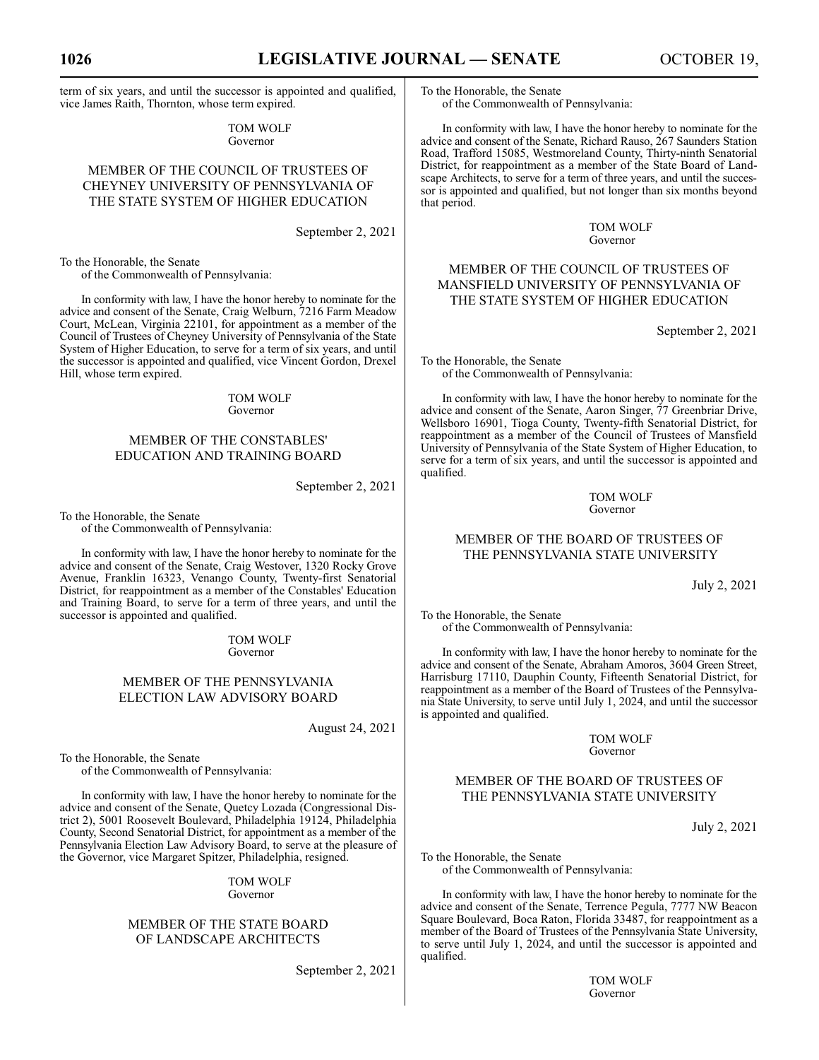term of six years, and until the successor is appointed and qualified, vice James Raith, Thornton, whose term expired.

TOM WOLF
Governor

### MEMBER OF THE COUNCIL OF TRUSTEES OF CHEYNEY UNIVERSITY OF PENNSYLVANIA OF THE STATE SYSTEM OF HIGHER EDUCATION

September 2, 2021

To the Honorable, the Senate
of the Commonwealth of Pennsylvania:

In conformity with law, I have the honor hereby to nominate for the advice and consent of the Senate, Craig Welburn, 7216 Farm Meadow Court, McLean, Virginia 22101, for appointment as a member of the Council of Trustees of Cheyney University of Pennsylvania of the State System of Higher Education, to serve for a term of six years, and until the successor is appointed and qualified, vice Vincent Gordon, Drexel Hill, whose term expired.

TOM WOLF
Governor

### MEMBER OF THE CONSTABLES' EDUCATION AND TRAINING BOARD

September 2, 2021

To the Honorable, the Senate
of the Commonwealth of Pennsylvania:

In conformity with law, I have the honor hereby to nominate for the advice and consent of the Senate, Craig Westover, 1320 Rocky Grove Avenue, Franklin 16323, Venango County, Twenty-first Senatorial District, for reappointment as a member of the Constables' Education and Training Board, to serve for a term of three years, and until the successor is appointed and qualified.

TOM WOLF
Governor

### MEMBER OF THE PENNSYLVANIA ELECTION LAW ADVISORY BOARD

August 24, 2021

To the Honorable, the Senate
of the Commonwealth of Pennsylvania:

In conformity with law, I have the honor hereby to nominate for the advice and consent of the Senate, Quetcy Lozada (Congressional District 2), 5001 Roosevelt Boulevard, Philadelphia 19124, Philadelphia County, Second Senatorial District, for appointment as a member of the Pennsylvania Election Law Advisory Board, to serve at the pleasure of the Governor, vice Margaret Spitzer, Philadelphia, resigned.

TOM WOLF
Governor

### MEMBER OF THE STATE BOARD OF LANDSCAPE ARCHITECTS

September 2, 2021

To the Honorable, the Senate
of the Commonwealth of Pennsylvania:

In conformity with law, I have the honor hereby to nominate for the advice and consent of the Senate, Richard Rauso, 267 Saunders Station Road, Trafford 15085, Westmoreland County, Thirty-ninth Senatorial District, for reappointment as a member of the State Board of Landscape Architects, to serve for a term of three years, and until the successor is appointed and qualified, but not longer than six months beyond that period.

TOM WOLF
Governor

### MEMBER OF THE COUNCIL OF TRUSTEES OF MANSFIELD UNIVERSITY OF PENNSYLVANIA OF THE STATE SYSTEM OF HIGHER EDUCATION

September 2, 2021

To the Honorable, the Senate
of the Commonwealth of Pennsylvania:

In conformity with law, I have the honor hereby to nominate for the advice and consent of the Senate, Aaron Singer, 77 Greenbriar Drive, Wellsboro 16901, Tioga County, Twenty-fifth Senatorial District, for reappointment as a member of the Council of Trustees of Mansfield University of Pennsylvania of the State System of Higher Education, to serve for a term of six years, and until the successor is appointed and qualified.

TOM WOLF
Governor

### MEMBER OF THE BOARD OF TRUSTEES OF THE PENNSYLVANIA STATE UNIVERSITY

July 2, 2021

To the Honorable, the Senate
of the Commonwealth of Pennsylvania:

In conformity with law, I have the honor hereby to nominate for the advice and consent of the Senate, Abraham Amoros, 3604 Green Street, Harrisburg 17110, Dauphin County, Fifteenth Senatorial District, for reappointment as a member of the Board of Trustees of the Pennsylvania State University, to serve until July 1, 2024, and until the successor is appointed and qualified.

TOM WOLF
Governor

### MEMBER OF THE BOARD OF TRUSTEES OF THE PENNSYLVANIA STATE UNIVERSITY

July 2, 2021

To the Honorable, the Senate
of the Commonwealth of Pennsylvania:

In conformity with law, I have the honor hereby to nominate for the advice and consent of the Senate, Terrence Pegula, 7777 NW Beacon Square Boulevard, Boca Raton, Florida 33487, for reappointment as a member of the Board of Trustees of the Pennsylvania State University, to serve until July 1, 2024, and until the successor is appointed and qualified.

TOM WOLF
Governor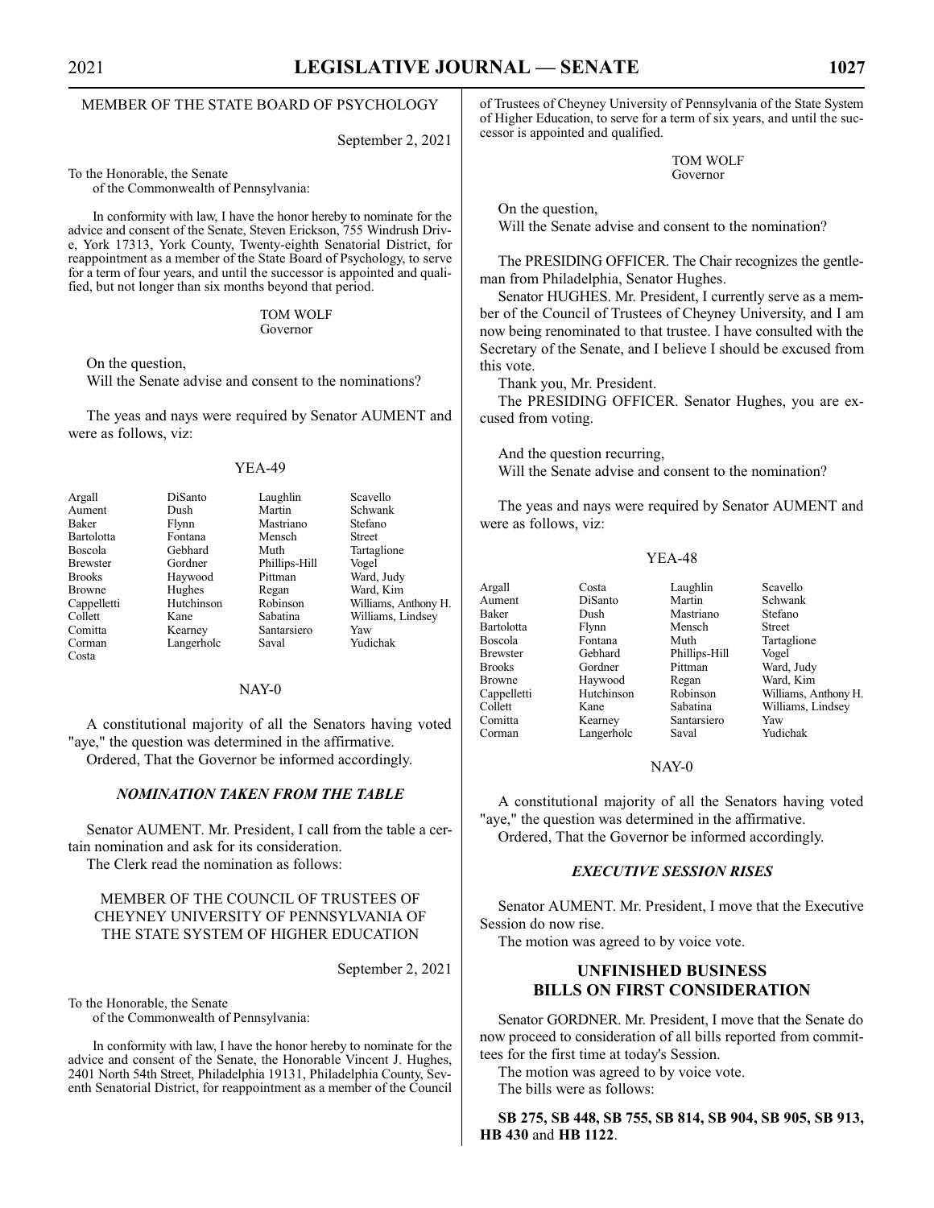MEMBER OF THE STATE BOARD OF PSYCHOLOGY

September 2, 2021

To the Honorable, the Senate
of the Commonwealth of Pennsylvania:

In conformity with law, I have the honor hereby to nominate for the advice and consent of the Senate, Steven Erickson, 755 Windrush Drive, York 17313, York County, Twenty-eighth Senatorial District, for reappointment as a member of the State Board of Psychology, to serve for a term of four years, and until the successor is appointed and qualified, but not longer than six months beyond that period.

TOM WOLF
Governor

On the question,
Will the Senate advise and consent to the nominations?

The yeas and nays were required by Senator AUMENT and were as follows, viz:

YEA-49

| | | | |
|---|---|---|---|
| Argall | DiSanto | Laughlin | Scavello |
| Aument | Dush | Martin | Schwank |
| Baker | Flynn | Mastriano | Stefano |
| Bartolotta | Fontana | Mensch | Street |
| Boscola | Gebhard | Muth | Tartaglione |
| Brewster | Gordner | Phillips-Hill | Vogel |
| Brooks | Haywood | Pittman | Ward, Judy |
| Browne | Hughes | Regan | Ward, Kim |
| Cappelletti | Hutchinson | Robinson | Williams, Anthony H. |
| Collett | Kane | Sabatina | Williams, Lindsey |
| Comitta | Kearney | Santarsiero | Yaw |
| Corman | Langerholc | Saval | Yudichak |
| Costa | | | |

NAY-0

A constitutional majority of all the Senators having voted "aye," the question was determined in the affirmative.

Ordered, That the Governor be informed accordingly.

### *NOMINATION TAKEN FROM THE TABLE*

Senator AUMENT. Mr. President, I call from the table a certain nomination and ask for its consideration.

The Clerk read the nomination as follows:

MEMBER OF THE COUNCIL OF TRUSTEES OF CHEYNEY UNIVERSITY OF PENNSYLVANIA OF THE STATE SYSTEM OF HIGHER EDUCATION

September 2, 2021

To the Honorable, the Senate
of the Commonwealth of Pennsylvania:

In conformity with law, I have the honor hereby to nominate for the advice and consent of the Senate, the Honorable Vincent J. Hughes, 2401 North 54th Street, Philadelphia 19131, Philadelphia County, Seventh Senatorial District, for reappointment as a member of the Council of Trustees of Cheyney University of Pennsylvania of the State System of Higher Education, to serve for a term of six years, and until the successor is appointed and qualified.

TOM WOLF
Governor

On the question,
Will the Senate advise and consent to the nomination?

The PRESIDING OFFICER. The Chair recognizes the gentleman from Philadelphia, Senator Hughes.

Senator HUGHES. Mr. President, I currently serve as a member of the Council of Trustees of Cheyney University, and I am now being renominated to that trustee. I have consulted with the Secretary of the Senate, and I believe I should be excused from this vote.

Thank you, Mr. President.

The PRESIDING OFFICER. Senator Hughes, you are excused from voting.

And the question recurring,
Will the Senate advise and consent to the nomination?

The yeas and nays were required by Senator AUMENT and were as follows, viz:

YEA-48

| | | | |
|---|---|---|---|
| Argall | Costa | Laughlin | Scavello |
| Aument | DiSanto | Martin | Schwank |
| Baker | Dush | Mastriano | Stefano |
| Bartolotta | Flynn | Mensch | Street |
| Boscola | Fontana | Muth | Tartaglione |
| Brewster | Gebhard | Phillips-Hill | Vogel |
| Brooks | Gordner | Pittman | Ward, Judy |
| Browne | Haywood | Regan | Ward, Kim |
| Cappelletti | Hutchinson | Robinson | Williams, Anthony H. |
| Collett | Kane | Sabatina | Williams, Lindsey |
| Comitta | Kearney | Santarsiero | Yaw |
| Corman | Langerholc | Saval | Yudichak |

NAY-0

A constitutional majority of all the Senators having voted "aye," the question was determined in the affirmative.

Ordered, That the Governor be informed accordingly.

### *EXECUTIVE SESSION RISES*

Senator AUMENT. Mr. President, I move that the Executive Session do now rise.

The motion was agreed to by voice vote.

## UNFINISHED BUSINESS
## BILLS ON FIRST CONSIDERATION

Senator GORDNER. Mr. President, I move that the Senate do now proceed to consideration of all bills reported from committees for the first time at today's Session.

The motion was agreed to by voice vote.

The bills were as follows:

**SB 275, SB 448, SB 755, SB 814, SB 904, SB 905, SB 913, HB 430** and **HB 1122**.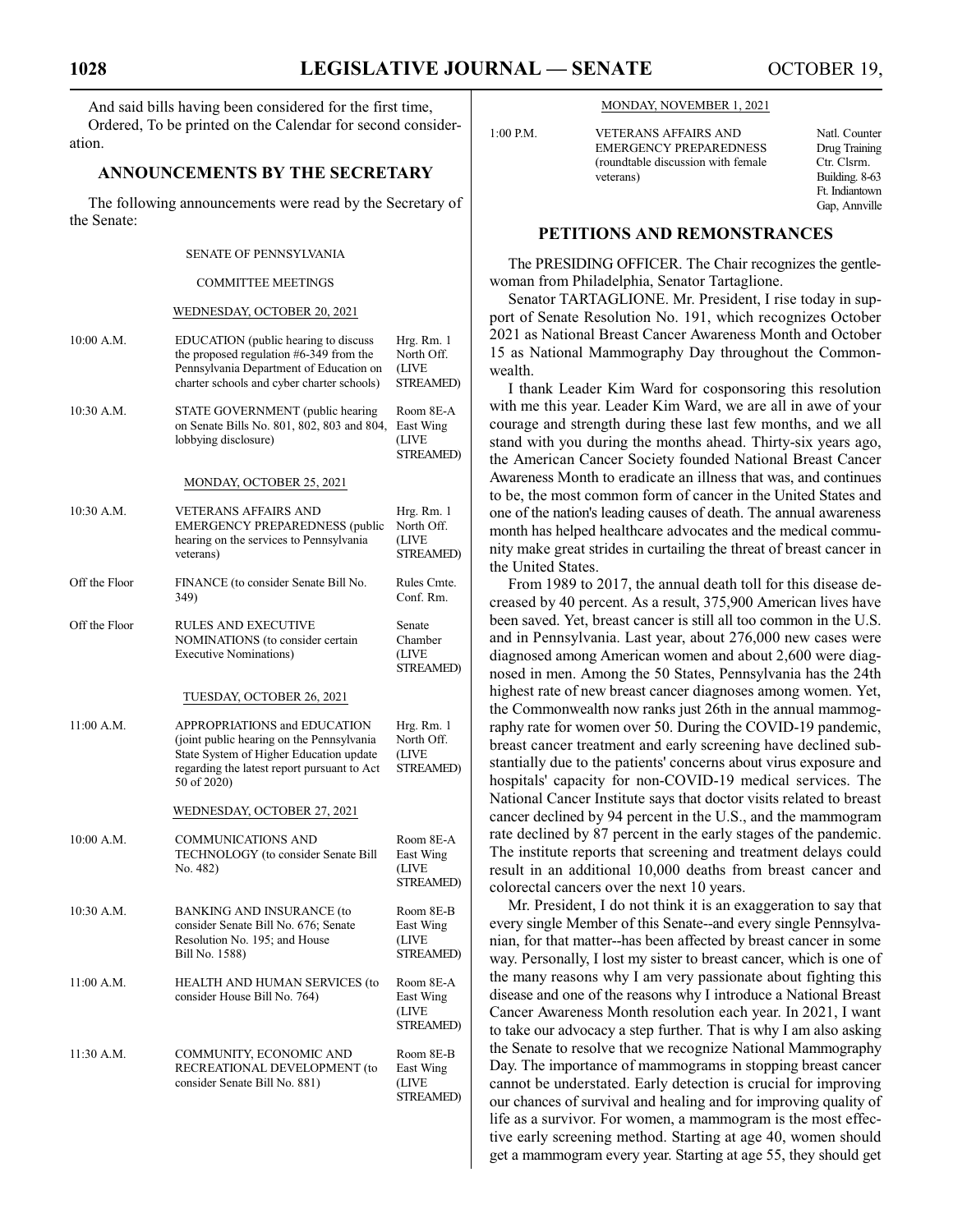And said bills having been considered for the first time,

Ordered, To be printed on the Calendar for second consideration.

## ANNOUNCEMENTS BY THE SECRETARY

The following announcements were read by the Secretary of the Senate:

SENATE OF PENNSYLVANIA

COMMITTEE MEETINGS

WEDNESDAY, OCTOBER 20, 2021

| | | |
|---|---|---|
| 10:00 A.M. | EDUCATION (public hearing to discuss the proposed regulation #6-349 from the Pennsylvania Department of Education on charter schools and cyber charter schools) | Hrg. Rm. 1 North Off. (LIVE STREAMED) |
| 10:30 A.M. | STATE GOVERNMENT (public hearing on Senate Bills No. 801, 802, 803 and 804, lobbying disclosure) | Room 8E-A East Wing (LIVE STREAMED) |

MONDAY, OCTOBER 25, 2021

| | | |
|---|---|---|
| 10:30 A.M. | VETERANS AFFAIRS AND EMERGENCY PREPAREDNESS (public hearing on the services to Pennsylvania veterans) | Hrg. Rm. 1 North Off. (LIVE STREAMED) |
| Off the Floor | FINANCE (to consider Senate Bill No. 349) | Rules Cmte. Conf. Rm. |
| Off the Floor | RULES AND EXECUTIVE NOMINATIONS (to consider certain Executive Nominations) | Senate Chamber (LIVE STREAMED) |

TUESDAY, OCTOBER 26, 2021

| | | |
|---|---|---|
| 11:00 A.M. | APPROPRIATIONS and EDUCATION (joint public hearing on the Pennsylvania State System of Higher Education update regarding the latest report pursuant to Act 50 of 2020) | Hrg. Rm. 1 North Off. (LIVE STREAMED) |

WEDNESDAY, OCTOBER 27, 2021

| | | |
|---|---|---|
| 10:00 A.M. | COMMUNICATIONS AND TECHNOLOGY (to consider Senate Bill No. 482) | Room 8E-A East Wing (LIVE STREAMED) |
| 10:30 A.M. | BANKING AND INSURANCE (to consider Senate Bill No. 676; Senate Resolution No. 195; and House Bill No. 1588) | Room 8E-B East Wing (LIVE STREAMED) |
| 11:00 A.M. | HEALTH AND HUMAN SERVICES (to consider House Bill No. 764) | Room 8E-A East Wing (LIVE STREAMED) |
| 11:30 A.M. | COMMUNITY, ECONOMIC AND RECREATIONAL DEVELOPMENT (to consider Senate Bill No. 881) | Room 8E-B East Wing (LIVE STREAMED) |

MONDAY, NOVEMBER 1, 2021

| | | |
|---|---|---|
| 1:00 P.M. | VETERANS AFFAIRS AND EMERGENCY PREPAREDNESS (roundtable discussion with female veterans) | Natl. Counter Drug Training Ctr. Clsrm. Building. 8-63 Ft. Indiantown Gap, Annville |

## PETITIONS AND REMONSTRANCES

The PRESIDING OFFICER. The Chair recognizes the gentlewoman from Philadelphia, Senator Tartaglione.

Senator TARTAGLIONE. Mr. President, I rise today in support of Senate Resolution No. 191, which recognizes October 2021 as National Breast Cancer Awareness Month and October 15 as National Mammography Day throughout the Commonwealth.

I thank Leader Kim Ward for cosponsoring this resolution with me this year. Leader Kim Ward, we are all in awe of your courage and strength during these last few months, and we all stand with you during the months ahead. Thirty-six years ago, the American Cancer Society founded National Breast Cancer Awareness Month to eradicate an illness that was, and continues to be, the most common form of cancer in the United States and one of the nation's leading causes of death. The annual awareness month has helped healthcare advocates and the medical community make great strides in curtailing the threat of breast cancer in the United States.

From 1989 to 2017, the annual death toll for this disease decreased by 40 percent. As a result, 375,900 American lives have been saved. Yet, breast cancer is still all too common in the U.S. and in Pennsylvania. Last year, about 276,000 new cases were diagnosed among American women and about 2,600 were diagnosed in men. Among the 50 States, Pennsylvania has the 24th highest rate of new breast cancer diagnoses among women. Yet, the Commonwealth now ranks just 26th in the annual mammography rate for women over 50. During the COVID-19 pandemic, breast cancer treatment and early screening have declined substantially due to the patients' concerns about virus exposure and hospitals' capacity for non-COVID-19 medical services. The National Cancer Institute says that doctor visits related to breast cancer declined by 94 percent in the U.S., and the mammogram rate declined by 87 percent in the early stages of the pandemic. The institute reports that screening and treatment delays could result in an additional 10,000 deaths from breast cancer and colorectal cancers over the next 10 years.

Mr. President, I do not think it is an exaggeration to say that every single Member of this Senate--and every single Pennsylvanian, for that matter--has been affected by breast cancer in some way. Personally, I lost my sister to breast cancer, which is one of the many reasons why I am very passionate about fighting this disease and one of the reasons why I introduce a National Breast Cancer Awareness Month resolution each year. In 2021, I want to take our advocacy a step further. That is why I am also asking the Senate to resolve that we recognize National Mammography Day. The importance of mammograms in stopping breast cancer cannot be understated. Early detection is crucial for improving our chances of survival and healing and for improving quality of life as a survivor. For women, a mammogram is the most effective early screening method. Starting at age 40, women should get a mammogram every year. Starting at age 55, they should get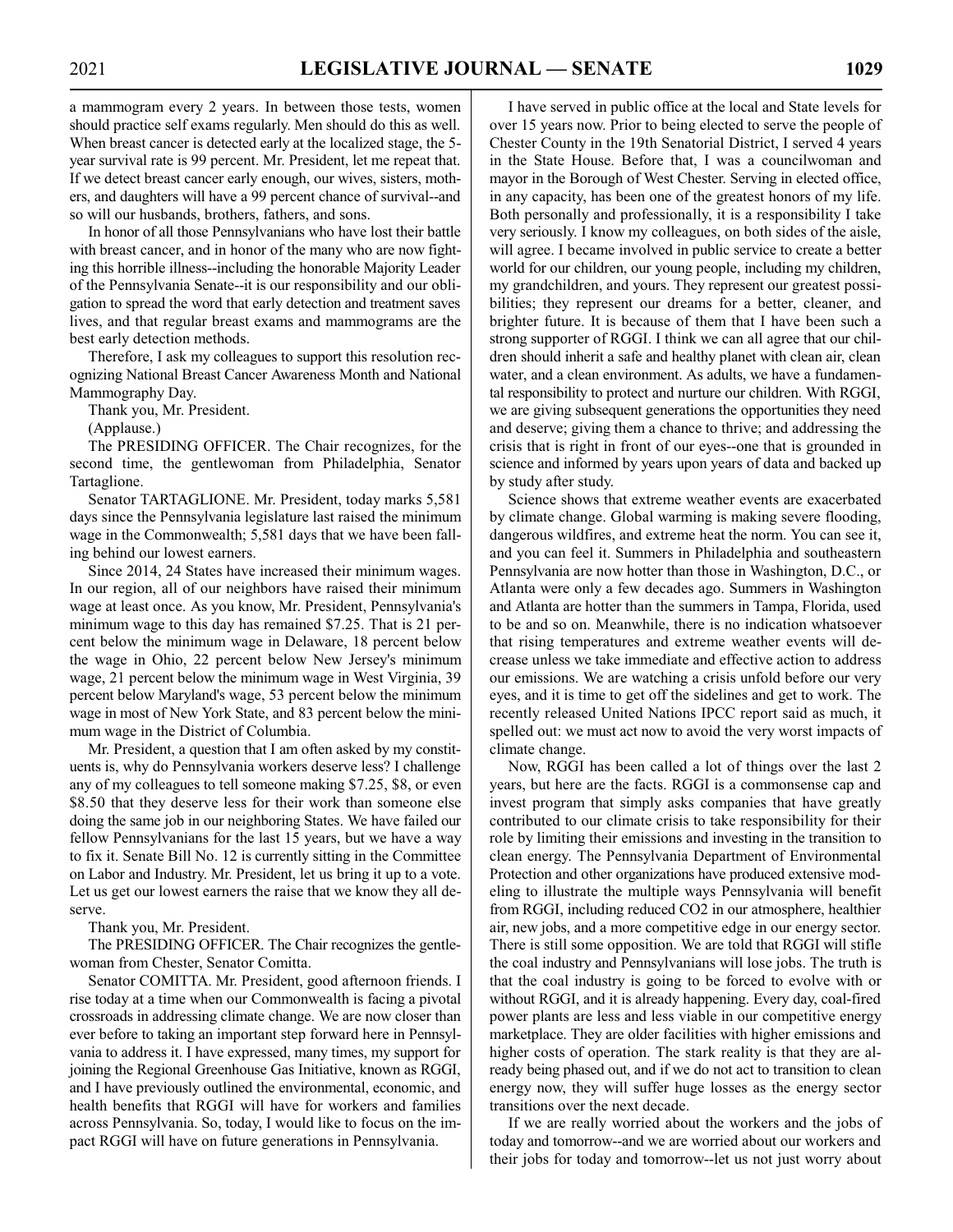a mammogram every 2 years. In between those tests, women should practice self exams regularly. Men should do this as well. When breast cancer is detected early at the localized stage, the 5-year survival rate is 99 percent. Mr. President, let me repeat that. If we detect breast cancer early enough, our wives, sisters, mothers, and daughters will have a 99 percent chance of survival--and so will our husbands, brothers, fathers, and sons.

In honor of all those Pennsylvanians who have lost their battle with breast cancer, and in honor of the many who are now fighting this horrible illness--including the honorable Majority Leader of the Pennsylvania Senate--it is our responsibility and our obligation to spread the word that early detection and treatment saves lives, and that regular breast exams and mammograms are the best early detection methods.

Therefore, I ask my colleagues to support this resolution recognizing National Breast Cancer Awareness Month and National Mammography Day.

Thank you, Mr. President.

(Applause.)

The PRESIDING OFFICER. The Chair recognizes, for the second time, the gentlewoman from Philadelphia, Senator Tartaglione.

Senator TARTAGLIONE. Mr. President, today marks 5,581 days since the Pennsylvania legislature last raised the minimum wage in the Commonwealth; 5,581 days that we have been falling behind our lowest earners.

Since 2014, 24 States have increased their minimum wages. In our region, all of our neighbors have raised their minimum wage at least once. As you know, Mr. President, Pennsylvania's minimum wage to this day has remained $7.25. That is 21 percent below the minimum wage in Delaware, 18 percent below the wage in Ohio, 22 percent below New Jersey's minimum wage, 21 percent below the minimum wage in West Virginia, 39 percent below Maryland's wage, 53 percent below the minimum wage in most of New York State, and 83 percent below the minimum wage in the District of Columbia.

Mr. President, a question that I am often asked by my constituents is, why do Pennsylvania workers deserve less? I challenge any of my colleagues to tell someone making $7.25, $8, or even $8.50 that they deserve less for their work than someone else doing the same job in our neighboring States. We have failed our fellow Pennsylvanians for the last 15 years, but we have a way to fix it. Senate Bill No. 12 is currently sitting in the Committee on Labor and Industry. Mr. President, let us bring it up to a vote. Let us get our lowest earners the raise that we know they all deserve.

Thank you, Mr. President.

The PRESIDING OFFICER. The Chair recognizes the gentlewoman from Chester, Senator Comitta.

Senator COMITTA. Mr. President, good afternoon friends. I rise today at a time when our Commonwealth is facing a pivotal crossroads in addressing climate change. We are now closer than ever before to taking an important step forward here in Pennsylvania to address it. I have expressed, many times, my support for joining the Regional Greenhouse Gas Initiative, known as RGGI, and I have previously outlined the environmental, economic, and health benefits that RGGI will have for workers and families across Pennsylvania. So, today, I would like to focus on the impact RGGI will have on future generations in Pennsylvania.

I have served in public office at the local and State levels for over 15 years now. Prior to being elected to serve the people of Chester County in the 19th Senatorial District, I served 4 years in the State House. Before that, I was a councilwoman and mayor in the Borough of West Chester. Serving in elected office, in any capacity, has been one of the greatest honors of my life. Both personally and professionally, it is a responsibility I take very seriously. I know my colleagues, on both sides of the aisle, will agree. I became involved in public service to create a better world for our children, our young people, including my children, my grandchildren, and yours. They represent our greatest possibilities; they represent our dreams for a better, cleaner, and brighter future. It is because of them that I have been such a strong supporter of RGGI. I think we can all agree that our children should inherit a safe and healthy planet with clean air, clean water, and a clean environment. As adults, we have a fundamental responsibility to protect and nurture our children. With RGGI, we are giving subsequent generations the opportunities they need and deserve; giving them a chance to thrive; and addressing the crisis that is right in front of our eyes--one that is grounded in science and informed by years upon years of data and backed up by study after study.

Science shows that extreme weather events are exacerbated by climate change. Global warming is making severe flooding, dangerous wildfires, and extreme heat the norm. You can see it, and you can feel it. Summers in Philadelphia and southeastern Pennsylvania are now hotter than those in Washington, D.C., or Atlanta were only a few decades ago. Summers in Washington and Atlanta are hotter than the summers in Tampa, Florida, used to be and so on. Meanwhile, there is no indication whatsoever that rising temperatures and extreme weather events will decrease unless we take immediate and effective action to address our emissions. We are watching a crisis unfold before our very eyes, and it is time to get off the sidelines and get to work. The recently released United Nations IPCC report said as much, it spelled out: we must act now to avoid the very worst impacts of climate change.

Now, RGGI has been called a lot of things over the last 2 years, but here are the facts. RGGI is a commonsense cap and invest program that simply asks companies that have greatly contributed to our climate crisis to take responsibility for their role by limiting their emissions and investing in the transition to clean energy. The Pennsylvania Department of Environmental Protection and other organizations have produced extensive modeling to illustrate the multiple ways Pennsylvania will benefit from RGGI, including reduced $CO_2$ in our atmosphere, healthier air, new jobs, and a more competitive edge in our energy sector. There is still some opposition. We are told that RGGI will stifle the coal industry and Pennsylvanians will lose jobs. The truth is that the coal industry is going to be forced to evolve with or without RGGI, and it is already happening. Every day, coal-fired power plants are less and less viable in our competitive energy marketplace. They are older facilities with higher emissions and higher costs of operation. The stark reality is that they are already being phased out, and if we do not act to transition to clean energy now, they will suffer huge losses as the energy sector transitions over the next decade.

If we are really worried about the workers and the jobs of today and tomorrow--and we are worried about our workers and their jobs for today and tomorrow--let us not just worry about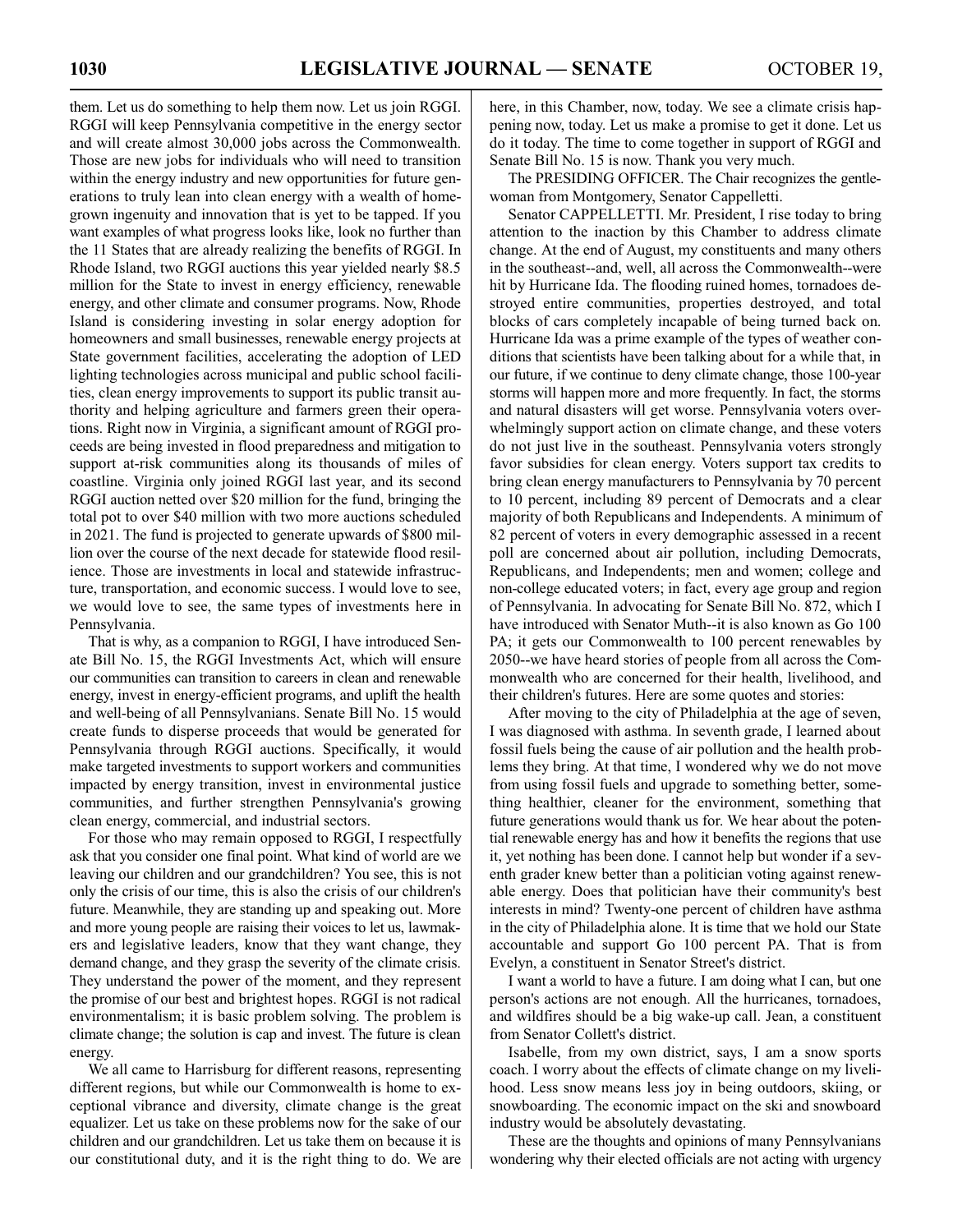them. Let us do something to help them now. Let us join RGGI. RGGI will keep Pennsylvania competitive in the energy sector and will create almost 30,000 jobs across the Commonwealth. Those are new jobs for individuals who will need to transition within the energy industry and new opportunities for future generations to truly lean into clean energy with a wealth of homegrown ingenuity and innovation that is yet to be tapped. If you want examples of what progress looks like, look no further than the 11 States that are already realizing the benefits of RGGI. In Rhode Island, two RGGI auctions this year yielded nearly $8.5 million for the State to invest in energy efficiency, renewable energy, and other climate and consumer programs. Now, Rhode Island is considering investing in solar energy adoption for homeowners and small businesses, renewable energy projects at State government facilities, accelerating the adoption of LED lighting technologies across municipal and public school facilities, clean energy improvements to support its public transit authority and helping agriculture and farmers green their operations. Right now in Virginia, a significant amount of RGGI proceeds are being invested in flood preparedness and mitigation to support at-risk communities along its thousands of miles of coastline. Virginia only joined RGGI last year, and its second RGGI auction netted over $20 million for the fund, bringing the total pot to over $40 million with two more auctions scheduled in 2021. The fund is projected to generate upwards of $800 million over the course of the next decade for statewide flood resilience. Those are investments in local and statewide infrastructure, transportation, and economic success. I would love to see, we would love to see, the same types of investments here in Pennsylvania.

That is why, as a companion to RGGI, I have introduced Senate Bill No. 15, the RGGI Investments Act, which will ensure our communities can transition to careers in clean and renewable energy, invest in energy-efficient programs, and uplift the health and well-being of all Pennsylvanians. Senate Bill No. 15 would create funds to disperse proceeds that would be generated for Pennsylvania through RGGI auctions. Specifically, it would make targeted investments to support workers and communities impacted by energy transition, invest in environmental justice communities, and further strengthen Pennsylvania's growing clean energy, commercial, and industrial sectors.

For those who may remain opposed to RGGI, I respectfully ask that you consider one final point. What kind of world are we leaving our children and our grandchildren? You see, this is not only the crisis of our time, this is also the crisis of our children's future. Meanwhile, they are standing up and speaking out. More and more young people are raising their voices to let us, lawmakers and legislative leaders, know that they want change, they demand change, and they grasp the severity of the climate crisis. They understand the power of the moment, and they represent the promise of our best and brightest hopes. RGGI is not radical environmentalism; it is basic problem solving. The problem is climate change; the solution is cap and invest. The future is clean energy.

We all came to Harrisburg for different reasons, representing different regions, but while our Commonwealth is home to exceptional vibrance and diversity, climate change is the great equalizer. Let us take on these problems now for the sake of our children and our grandchildren. Let us take them on because it is our constitutional duty, and it is the right thing to do. We are here, in this Chamber, now, today. We see a climate crisis happening now, today. Let us make a promise to get it done. Let us do it today. The time to come together in support of RGGI and Senate Bill No. 15 is now. Thank you very much.

The PRESIDING OFFICER. The Chair recognizes the gentlewoman from Montgomery, Senator Cappelletti.

Senator CAPPELLETTI. Mr. President, I rise today to bring attention to the inaction by this Chamber to address climate change. At the end of August, my constituents and many others in the southeast--and, well, all across the Commonwealth--were hit by Hurricane Ida. The flooding ruined homes, tornadoes destroyed entire communities, properties destroyed, and total blocks of cars completely incapable of being turned back on. Hurricane Ida was a prime example of the types of weather conditions that scientists have been talking about for a while that, in our future, if we continue to deny climate change, those 100-year storms will happen more and more frequently. In fact, the storms and natural disasters will get worse. Pennsylvania voters overwhelmingly support action on climate change, and these voters do not just live in the southeast. Pennsylvania voters strongly favor subsidies for clean energy. Voters support tax credits to bring clean energy manufacturers to Pennsylvania by 70 percent to 10 percent, including 89 percent of Democrats and a clear majority of both Republicans and Independents. A minimum of 82 percent of voters in every demographic assessed in a recent poll are concerned about air pollution, including Democrats, Republicans, and Independents; men and women; college and non-college educated voters; in fact, every age group and region of Pennsylvania. In advocating for Senate Bill No. 872, which I have introduced with Senator Muth--it is also known as Go 100 PA; it gets our Commonwealth to 100 percent renewables by 2050--we have heard stories of people from all across the Commonwealth who are concerned for their health, livelihood, and their children's futures. Here are some quotes and stories:

After moving to the city of Philadelphia at the age of seven, I was diagnosed with asthma. In seventh grade, I learned about fossil fuels being the cause of air pollution and the health problems they bring. At that time, I wondered why we do not move from using fossil fuels and upgrade to something better, something healthier, cleaner for the environment, something that future generations would thank us for. We hear about the potential renewable energy has and how it benefits the regions that use it, yet nothing has been done. I cannot help but wonder if a seventh grader knew better than a politician voting against renewable energy. Does that politician have their community's best interests in mind? Twenty-one percent of children have asthma in the city of Philadelphia alone. It is time that we hold our State accountable and support Go 100 percent PA. That is from Evelyn, a constituent in Senator Street's district.

I want a world to have a future. I am doing what I can, but one person's actions are not enough. All the hurricanes, tornadoes, and wildfires should be a big wake-up call. Jean, a constituent from Senator Collett's district.

Isabelle, from my own district, says, I am a snow sports coach. I worry about the effects of climate change on my livelihood. Less snow means less joy in being outdoors, skiing, or snowboarding. The economic impact on the ski and snowboard industry would be absolutely devastating.

These are the thoughts and opinions of many Pennsylvanians wondering why their elected officials are not acting with urgency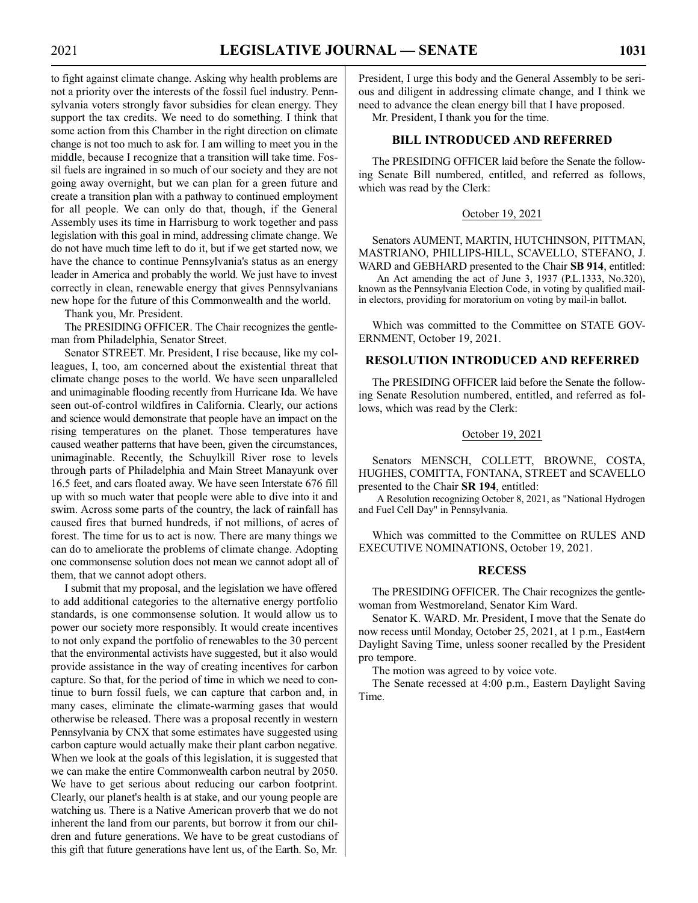to fight against climate change. Asking why health problems are not a priority over the interests of the fossil fuel industry. Pennsylvania voters strongly favor subsidies for clean energy. They support the tax credits. We need to do something. I think that some action from this Chamber in the right direction on climate change is not too much to ask for. I am willing to meet you in the middle, because I recognize that a transition will take time. Fossil fuels are ingrained in so much of our society and they are not going away overnight, but we can plan for a green future and create a transition plan with a pathway to continued employment for all people. We can only do that, though, if the General Assembly uses its time in Harrisburg to work together and pass legislation with this goal in mind, addressing climate change. We do not have much time left to do it, but if we get started now, we have the chance to continue Pennsylvania's status as an energy leader in America and probably the world. We just have to invest correctly in clean, renewable energy that gives Pennsylvanians new hope for the future of this Commonwealth and the world.

Thank you, Mr. President.

The PRESIDING OFFICER. The Chair recognizes the gentleman from Philadelphia, Senator Street.

Senator STREET. Mr. President, I rise because, like my colleagues, I, too, am concerned about the existential threat that climate change poses to the world. We have seen unparalleled and unimaginable flooding recently from Hurricane Ida. We have seen out-of-control wildfires in California. Clearly, our actions and science would demonstrate that people have an impact on the rising temperatures on the planet. Those temperatures have caused weather patterns that have been, given the circumstances, unimaginable. Recently, the Schuylkill River rose to levels through parts of Philadelphia and Main Street Manayunk over 16.5 feet, and cars floated away. We have seen Interstate 676 fill up with so much water that people were able to dive into it and swim. Across some parts of the country, the lack of rainfall has caused fires that burned hundreds, if not millions, of acres of forest. The time for us to act is now. There are many things we can do to ameliorate the problems of climate change. Adopting one commonsense solution does not mean we cannot adopt all of them, that we cannot adopt others.

I submit that my proposal, and the legislation we have offered to add additional categories to the alternative energy portfolio standards, is one commonsense solution. It would allow us to power our society more responsibly. It would create incentives to not only expand the portfolio of renewables to the 30 percent that the environmental activists have suggested, but it also would provide assistance in the way of creating incentives for carbon capture. So that, for the period of time in which we need to continue to burn fossil fuels, we can capture that carbon and, in many cases, eliminate the climate-warming gases that would otherwise be released. There was a proposal recently in western Pennsylvania by CNX that some estimates have suggested using carbon capture would actually make their plant carbon negative. When we look at the goals of this legislation, it is suggested that we can make the entire Commonwealth carbon neutral by 2050. We have to get serious about reducing our carbon footprint. Clearly, our planet's health is at stake, and our young people are watching us. There is a Native American proverb that we do not inherent the land from our parents, but borrow it from our children and future generations. We have to be great custodians of this gift that future generations have lent us, of the Earth. So, Mr. President, I urge this body and the General Assembly to be serious and diligent in addressing climate change, and I think we need to advance the clean energy bill that I have proposed.

Mr. President, I thank you for the time.

## BILL INTRODUCED AND REFERRED

The PRESIDING OFFICER laid before the Senate the following Senate Bill numbered, entitled, and referred as follows, which was read by the Clerk:

October 19, 2021

Senators AUMENT, MARTIN, HUTCHINSON, PITTMAN, MASTRIANO, PHILLIPS-HILL, SCAVELLO, STEFANO, J. WARD and GEBHARD presented to the Chair **SB 914**, entitled:

An Act amending the act of June 3, 1937 (P.L.1333, No.320), known as the Pennsylvania Election Code, in voting by qualified mail-in electors, providing for moratorium on voting by mail-in ballot.

Which was committed to the Committee on STATE GOVERNMENT, October 19, 2021.

## RESOLUTION INTRODUCED AND REFERRED

The PRESIDING OFFICER laid before the Senate the following Senate Resolution numbered, entitled, and referred as follows, which was read by the Clerk:

October 19, 2021

Senators MENSCH, COLLETT, BROWNE, COSTA, HUGHES, COMITTA, FONTANA, STREET and SCAVELLO presented to the Chair **SR 194**, entitled:

A Resolution recognizing October 8, 2021, as "National Hydrogen and Fuel Cell Day" in Pennsylvania.

Which was committed to the Committee on RULES AND EXECUTIVE NOMINATIONS, October 19, 2021.

## RECESS

The PRESIDING OFFICER. The Chair recognizes the gentlewoman from Westmoreland, Senator Kim Ward.

Senator K. WARD. Mr. President, I move that the Senate do now recess until Monday, October 25, 2021, at 1 p.m., East4ern Daylight Saving Time, unless sooner recalled by the President pro tempore.

The motion was agreed to by voice vote.

The Senate recessed at 4:00 p.m., Eastern Daylight Saving Time.